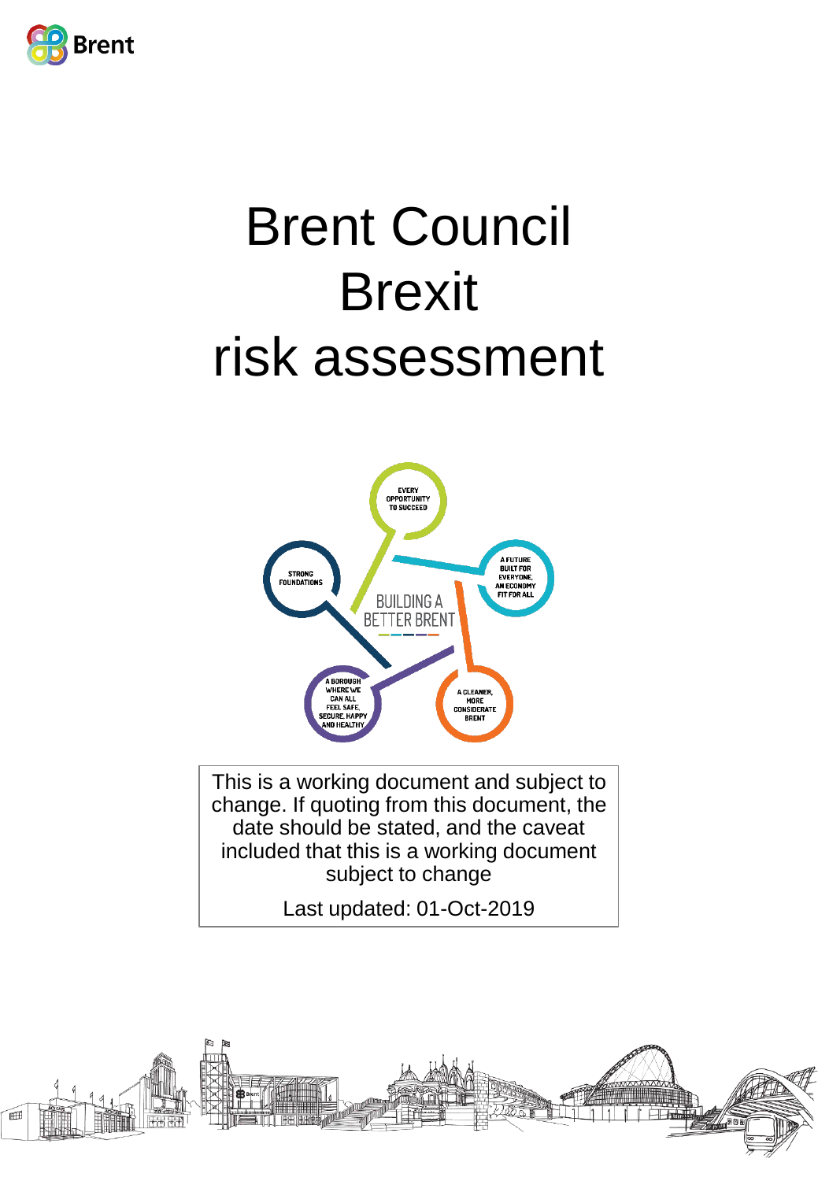# Brent Council
# Brexit
# risk assessment

This is a working document and subject to change. If quoting from this document, the date should be stated, and the caveat included that this is a working document subject to change

Last updated: 01-Oct-2019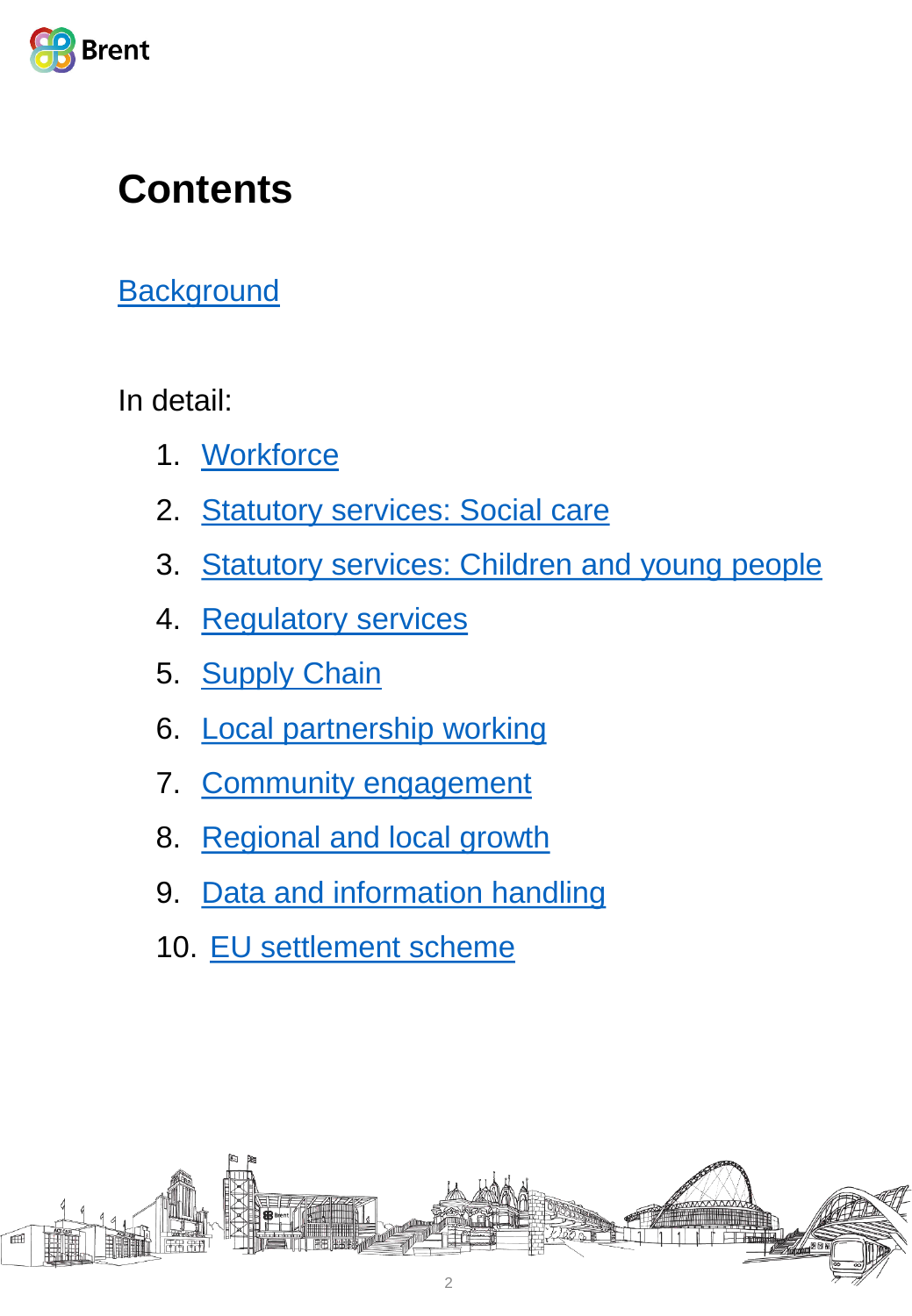# Contents

Background

In detail:

1. Workforce
2. Statutory services: Social care
3. Statutory services: Children and young people
4. Regulatory services
5. Supply Chain
6. Local partnership working
7. Community engagement
8. Regional and local growth
9. Data and information handling
10. EU settlement scheme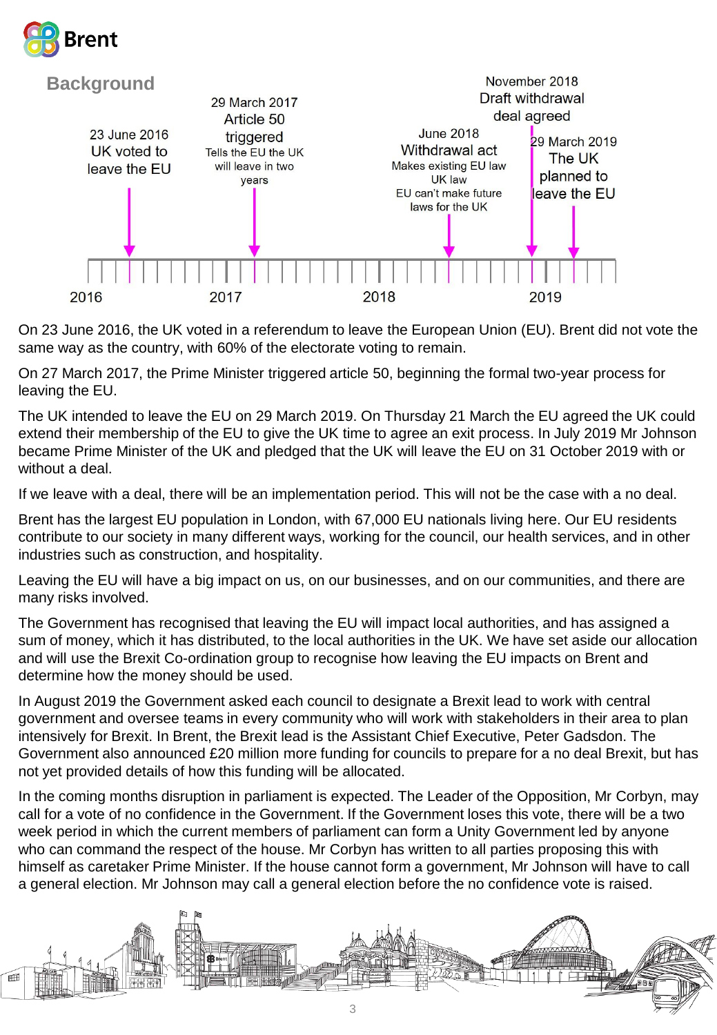## Background

23 June 2016
UK voted to leave the EU

29 March 2017
Article 50 triggered
Tells the EU the UK will leave in two years

June 2018
Withdrawal act
Makes existing EU law UK law
EU can't make future laws for the UK

November 2018
Draft withdrawal deal agreed

29 March 2019
The UK planned to leave the EU

2016 2017 2018 2019

On 23 June 2016, the UK voted in a referendum to leave the European Union (EU). Brent did not vote the same way as the country, with 60% of the electorate voting to remain.

On 27 March 2017, the Prime Minister triggered article 50, beginning the formal two-year process for leaving the EU.

The UK intended to leave the EU on 29 March 2019. On Thursday 21 March the EU agreed the UK could extend their membership of the EU to give the UK time to agree an exit process. In July 2019 Mr Johnson became Prime Minister of the UK and pledged that the UK will leave the EU on 31 October 2019 with or without a deal.

If we leave with a deal, there will be an implementation period. This will not be the case with a no deal.

Brent has the largest EU population in London, with 67,000 EU nationals living here. Our EU residents contribute to our society in many different ways, working for the council, our health services, and in other industries such as construction, and hospitality.

Leaving the EU will have a big impact on us, on our businesses, and on our communities, and there are many risks involved.

The Government has recognised that leaving the EU will impact local authorities, and has assigned a sum of money, which it has distributed, to the local authorities in the UK. We have set aside our allocation and will use the Brexit Co-ordination group to recognise how leaving the EU impacts on Brent and determine how the money should be used.

In August 2019 the Government asked each council to designate a Brexit lead to work with central government and oversee teams in every community who will work with stakeholders in their area to plan intensively for Brexit. In Brent, the Brexit lead is the Assistant Chief Executive, Peter Gadsdon. The Government also announced £20 million more funding for councils to prepare for a no deal Brexit, but has not yet provided details of how this funding will be allocated.

In the coming months disruption in parliament is expected. The Leader of the Opposition, Mr Corbyn, may call for a vote of no confidence in the Government. If the Government loses this vote, there will be a two week period in which the current members of parliament can form a Unity Government led by anyone who can command the respect of the house. Mr Corbyn has written to all parties proposing this with himself as caretaker Prime Minister. If the house cannot form a government, Mr Johnson will have to call a general election. Mr Johnson may call a general election before the no confidence vote is raised.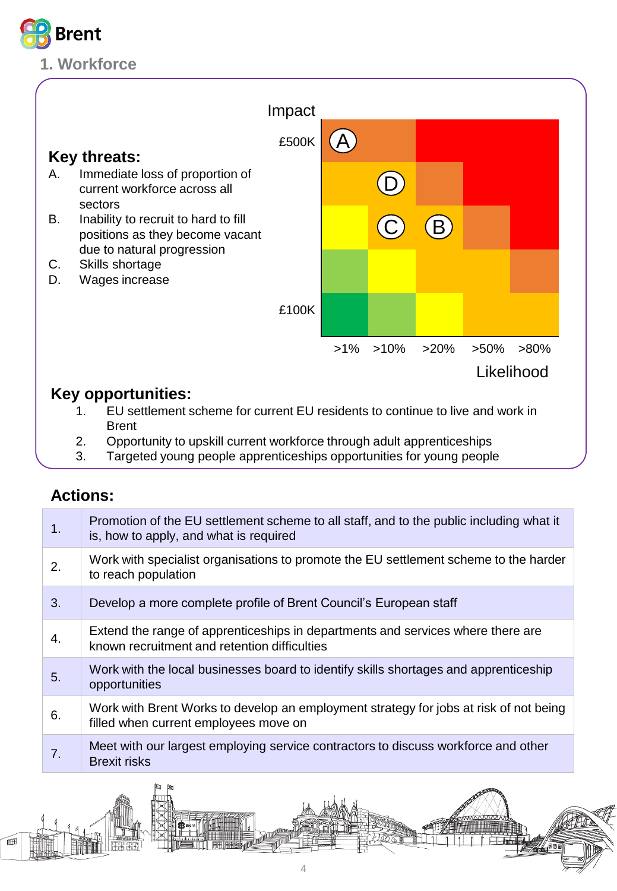## 1. Workforce

### Key threats:

- A. Immediate loss of proportion of current workforce across all sectors
- B. Inability to recruit to hard to fill positions as they become vacant due to natural progression
- C. Skills shortage
- D. Wages increase

Impact

£500K

£100K

>1% >10% >20% >50% >80%

Likelihood

### Key opportunities:

1. EU settlement scheme for current EU residents to continue to live and work in Brent
2. Opportunity to upskill current workforce through adult apprenticeships
3. Targeted young people apprenticeships opportunities for young people

### Actions:

| | |
|---|---|
| 1. | Promotion of the EU settlement scheme to all staff, and to the public including what it is, how to apply, and what is required |
| 2. | Work with specialist organisations to promote the EU settlement scheme to the harder to reach population |
| 3. | Develop a more complete profile of Brent Council's European staff |
| 4. | Extend the range of apprenticeships in departments and services where there are known recruitment and retention difficulties |
| 5. | Work with the local businesses board to identify skills shortages and apprenticeship opportunities |
| 6. | Work with Brent Works to develop an employment strategy for jobs at risk of not being filled when current employees move on |
| 7. | Meet with our largest employing service contractors to discuss workforce and other Brexit risks |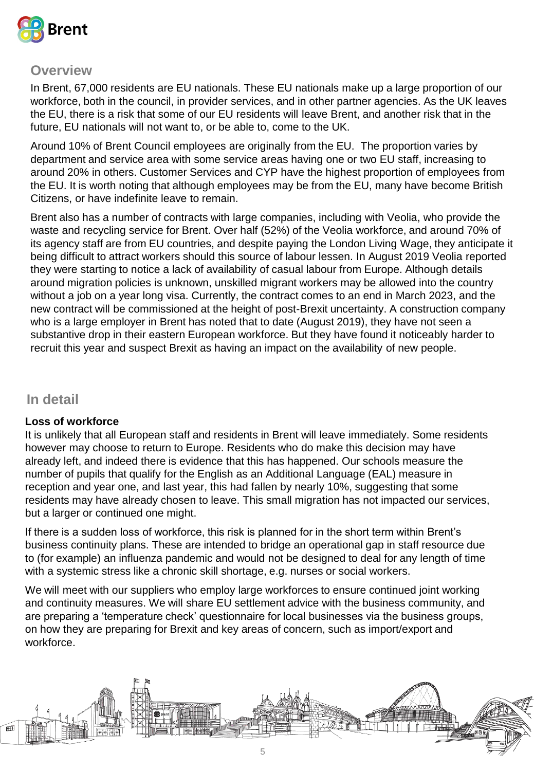## Overview

In Brent, 67,000 residents are EU nationals. These EU nationals make up a large proportion of our workforce, both in the council, in provider services, and in other partner agencies. As the UK leaves the EU, there is a risk that some of our EU residents will leave Brent, and another risk that in the future, EU nationals will not want to, or be able to, come to the UK.

Around 10% of Brent Council employees are originally from the EU. The proportion varies by department and service area with some service areas having one or two EU staff, increasing to around 20% in others. Customer Services and CYP have the highest proportion of employees from the EU. It is worth noting that although employees may be from the EU, many have become British Citizens, or have indefinite leave to remain.

Brent also has a number of contracts with large companies, including with Veolia, who provide the waste and recycling service for Brent. Over half (52%) of the Veolia workforce, and around 70% of its agency staff are from EU countries, and despite paying the London Living Wage, they anticipate it being difficult to attract workers should this source of labour lessen. In August 2019 Veolia reported they were starting to notice a lack of availability of casual labour from Europe. Although details around migration policies is unknown, unskilled migrant workers may be allowed into the country without a job on a year long visa. Currently, the contract comes to an end in March 2023, and the new contract will be commissioned at the height of post-Brexit uncertainty. A construction company who is a large employer in Brent has noted that to date (August 2019), they have not seen a substantive drop in their eastern European workforce. But they have found it noticeably harder to recruit this year and suspect Brexit as having an impact on the availability of new people.

## In detail

**Loss of workforce**

It is unlikely that all European staff and residents in Brent will leave immediately. Some residents however may choose to return to Europe. Residents who do make this decision may have already left, and indeed there is evidence that this has happened. Our schools measure the number of pupils that qualify for the English as an Additional Language (EAL) measure in reception and year one, and last year, this had fallen by nearly 10%, suggesting that some residents may have already chosen to leave. This small migration has not impacted our services, but a larger or continued one might.

If there is a sudden loss of workforce, this risk is planned for in the short term within Brent's business continuity plans. These are intended to bridge an operational gap in staff resource due to (for example) an influenza pandemic and would not be designed to deal for any length of time with a systemic stress like a chronic skill shortage, e.g. nurses or social workers.

We will meet with our suppliers who employ large workforces to ensure continued joint working and continuity measures. We will share EU settlement advice with the business community, and are preparing a 'temperature check' questionnaire for local businesses via the business groups, on how they are preparing for Brexit and key areas of concern, such as import/export and workforce.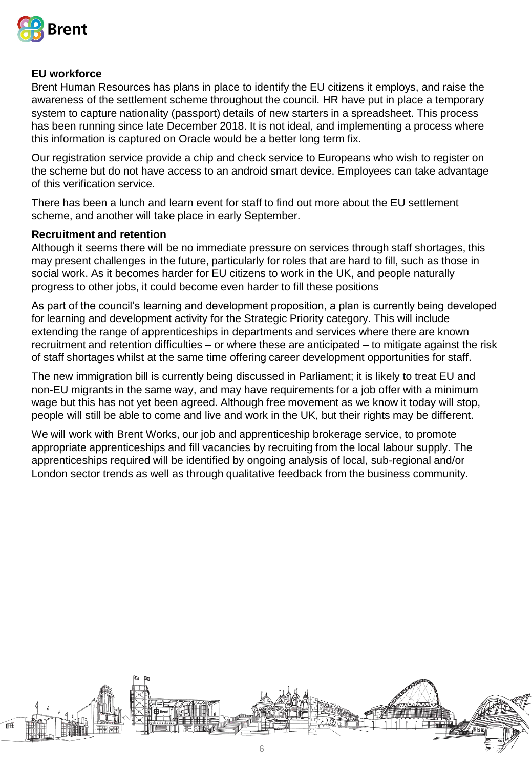**EU workforce**

Brent Human Resources has plans in place to identify the EU citizens it employs, and raise the awareness of the settlement scheme throughout the council. HR have put in place a temporary system to capture nationality (passport) details of new starters in a spreadsheet. This process has been running since late December 2018. It is not ideal, and implementing a process where this information is captured on Oracle would be a better long term fix.

Our registration service provide a chip and check service to Europeans who wish to register on the scheme but do not have access to an android smart device. Employees can take advantage of this verification service.

There has been a lunch and learn event for staff to find out more about the EU settlement scheme, and another will take place in early September.

**Recruitment and retention**

Although it seems there will be no immediate pressure on services through staff shortages, this may present challenges in the future, particularly for roles that are hard to fill, such as those in social work. As it becomes harder for EU citizens to work in the UK, and people naturally progress to other jobs, it could become even harder to fill these positions

As part of the council's learning and development proposition, a plan is currently being developed for learning and development activity for the Strategic Priority category. This will include extending the range of apprenticeships in departments and services where there are known recruitment and retention difficulties – or where these are anticipated – to mitigate against the risk of staff shortages whilst at the same time offering career development opportunities for staff.

The new immigration bill is currently being discussed in Parliament; it is likely to treat EU and non-EU migrants in the same way, and may have requirements for a job offer with a minimum wage but this has not yet been agreed. Although free movement as we know it today will stop, people will still be able to come and live and work in the UK, but their rights may be different.

We will work with Brent Works, our job and apprenticeship brokerage service, to promote appropriate apprenticeships and fill vacancies by recruiting from the local labour supply. The apprenticeships required will be identified by ongoing analysis of local, sub-regional and/or London sector trends as well as through qualitative feedback from the business community.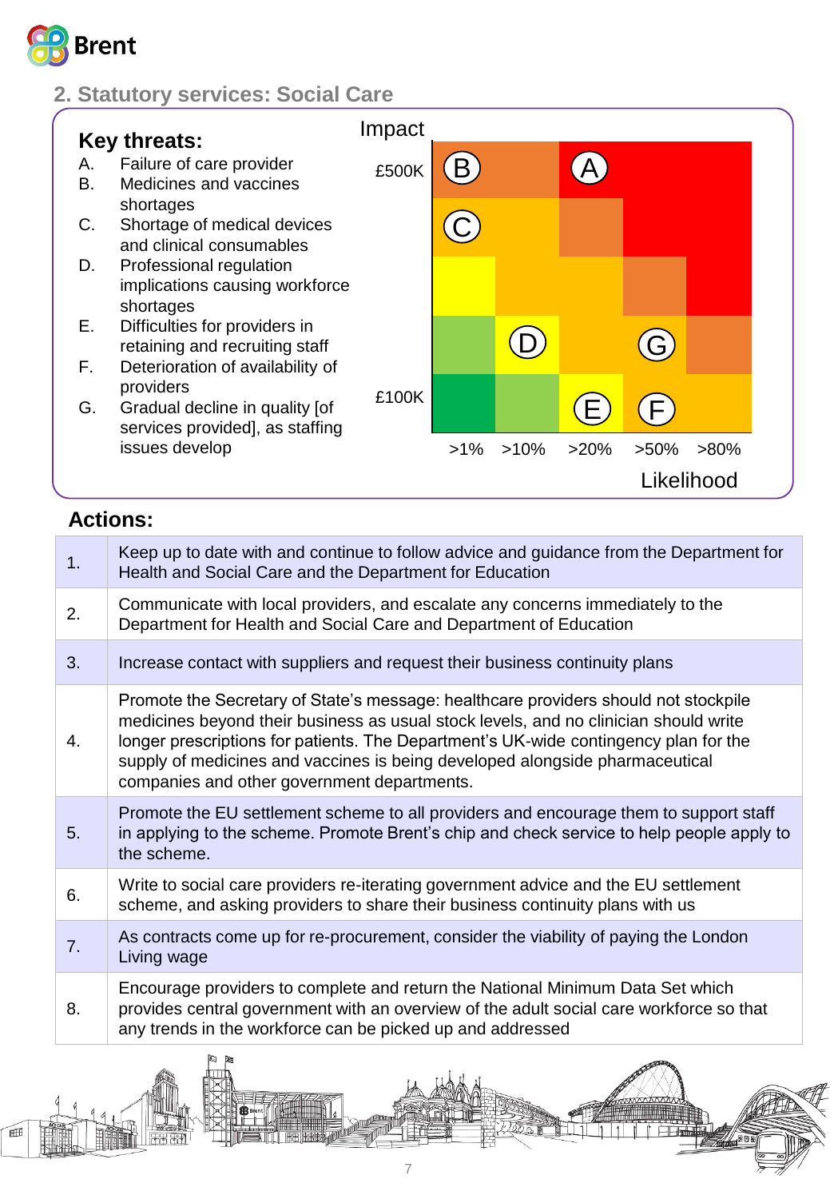## 2. Statutory services: Social Care

**Key threats:**

A. Failure of care provider
B. Medicines and vaccines shortages
C. Shortage of medical devices and clinical consumables
D. Professional regulation implications causing workforce shortages
E. Difficulties for providers in retaining and recruiting staff
F. Deterioration of availability of providers
G. Gradual decline in quality [of services provided], as staffing issues develop

Impact

£500K

£100K

>1% >10% >20% >50% >80%

Likelihood

**Actions:**

| | |
|---|---|
| 1. | Keep up to date with and continue to follow advice and guidance from the Department for Health and Social Care and the Department for Education |
| 2. | Communicate with local providers, and escalate any concerns immediately to the Department for Health and Social Care and Department of Education |
| 3. | Increase contact with suppliers and request their business continuity plans |
| 4. | Promote the Secretary of State's message: healthcare providers should not stockpile medicines beyond their business as usual stock levels, and no clinician should write longer prescriptions for patients. The Department's UK-wide contingency plan for the supply of medicines and vaccines is being developed alongside pharmaceutical companies and other government departments. |
| 5. | Promote the EU settlement scheme to all providers and encourage them to support staff in applying to the scheme. Promote Brent's chip and check service to help people apply to the scheme. |
| 6. | Write to social care providers re-iterating government advice and the EU settlement scheme, and asking providers to share their business continuity plans with us |
| 7. | As contracts come up for re-procurement, consider the viability of paying the London Living wage |
| 8. | Encourage providers to complete and return the National Minimum Data Set which provides central government with an overview of the adult social care workforce so that any trends in the workforce can be picked up and addressed |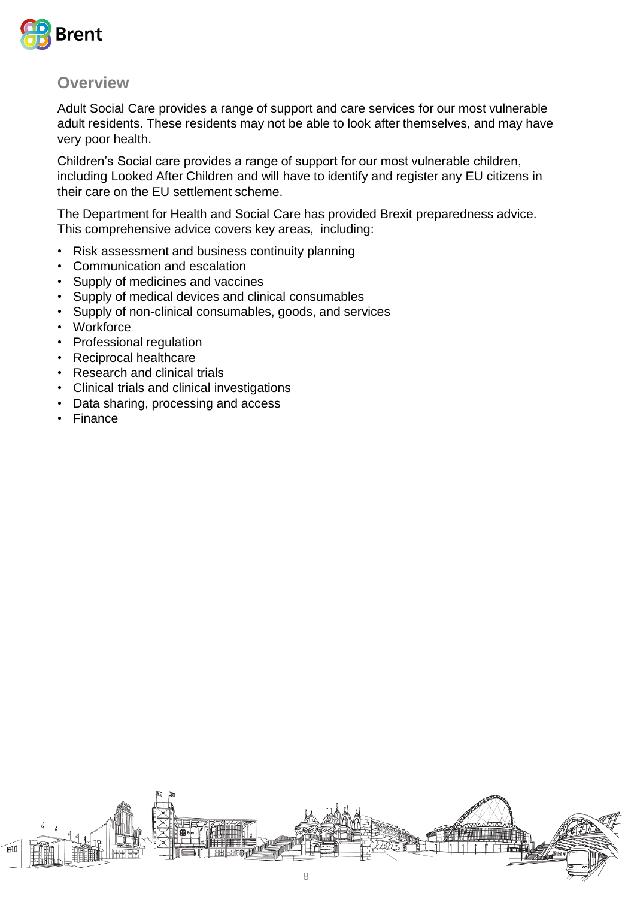## Overview

Adult Social Care provides a range of support and care services for our most vulnerable adult residents. These residents may not be able to look after themselves, and may have very poor health.

Children's Social care provides a range of support for our most vulnerable children, including Looked After Children and will have to identify and register any EU citizens in their care on the EU settlement scheme.

The Department for Health and Social Care has provided Brexit preparedness advice. This comprehensive advice covers key areas, including:

- Risk assessment and business continuity planning
- Communication and escalation
- Supply of medicines and vaccines
- Supply of medical devices and clinical consumables
- Supply of non-clinical consumables, goods, and services
- Workforce
- Professional regulation
- Reciprocal healthcare
- Research and clinical trials
- Clinical trials and clinical investigations
- Data sharing, processing and access
- Finance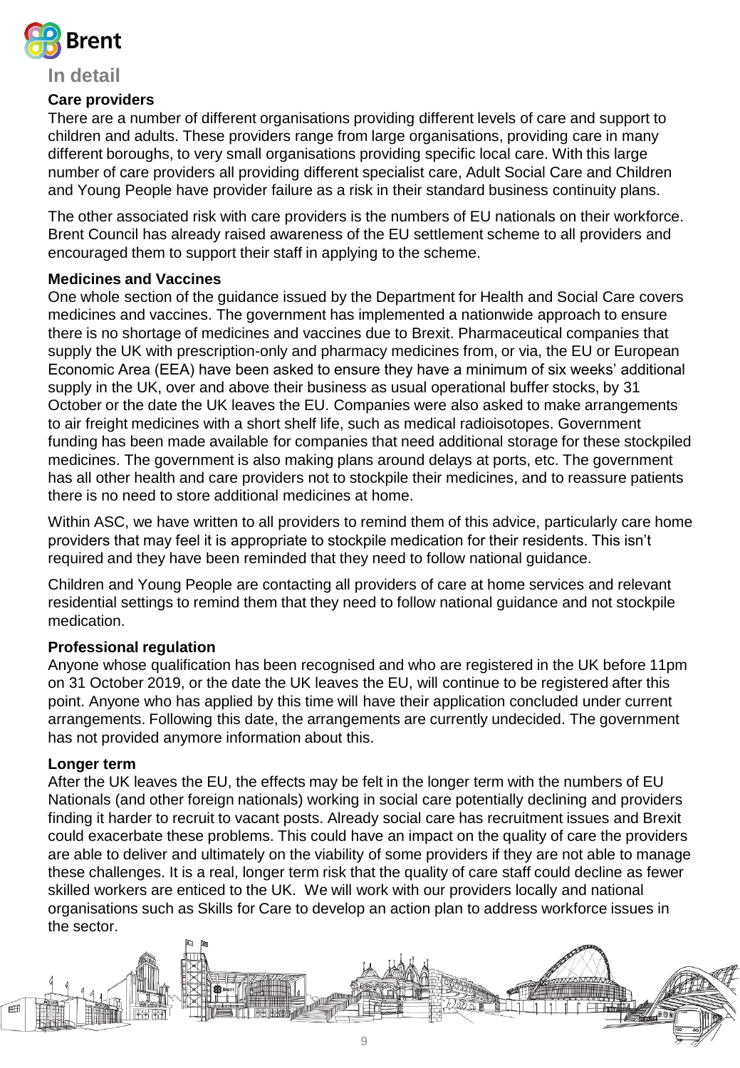## In detail

### Care providers

There are a number of different organisations providing different levels of care and support to children and adults. These providers range from large organisations, providing care in many different boroughs, to very small organisations providing specific local care. With this large number of care providers all providing different specialist care, Adult Social Care and Children and Young People have provider failure as a risk in their standard business continuity plans.

The other associated risk with care providers is the numbers of EU nationals on their workforce. Brent Council has already raised awareness of the EU settlement scheme to all providers and encouraged them to support their staff in applying to the scheme.

### Medicines and Vaccines

One whole section of the guidance issued by the Department for Health and Social Care covers medicines and vaccines. The government has implemented a nationwide approach to ensure there is no shortage of medicines and vaccines due to Brexit. Pharmaceutical companies that supply the UK with prescription-only and pharmacy medicines from, or via, the EU or European Economic Area (EEA) have been asked to ensure they have a minimum of six weeks' additional supply in the UK, over and above their business as usual operational buffer stocks, by 31 October or the date the UK leaves the EU. Companies were also asked to make arrangements to air freight medicines with a short shelf life, such as medical radioisotopes. Government funding has been made available for companies that need additional storage for these stockpiled medicines. The government is also making plans around delays at ports, etc. The government has all other health and care providers not to stockpile their medicines, and to reassure patients there is no need to store additional medicines at home.

Within ASC, we have written to all providers to remind them of this advice, particularly care home providers that may feel it is appropriate to stockpile medication for their residents. This isn't required and they have been reminded that they need to follow national guidance.

Children and Young People are contacting all providers of care at home services and relevant residential settings to remind them that they need to follow national guidance and not stockpile medication.

### Professional regulation

Anyone whose qualification has been recognised and who are registered in the UK before 11pm on 31 October 2019, or the date the UK leaves the EU, will continue to be registered after this point. Anyone who has applied by this time will have their application concluded under current arrangements. Following this date, the arrangements are currently undecided. The government has not provided anymore information about this.

### Longer term

After the UK leaves the EU, the effects may be felt in the longer term with the numbers of EU Nationals (and other foreign nationals) working in social care potentially declining and providers finding it harder to recruit to vacant posts. Already social care has recruitment issues and Brexit could exacerbate these problems. This could have an impact on the quality of care the providers are able to deliver and ultimately on the viability of some providers if they are not able to manage these challenges. It is a real, longer term risk that the quality of care staff could decline as fewer skilled workers are enticed to the UK. We will work with our providers locally and national organisations such as Skills for Care to develop an action plan to address workforce issues in the sector.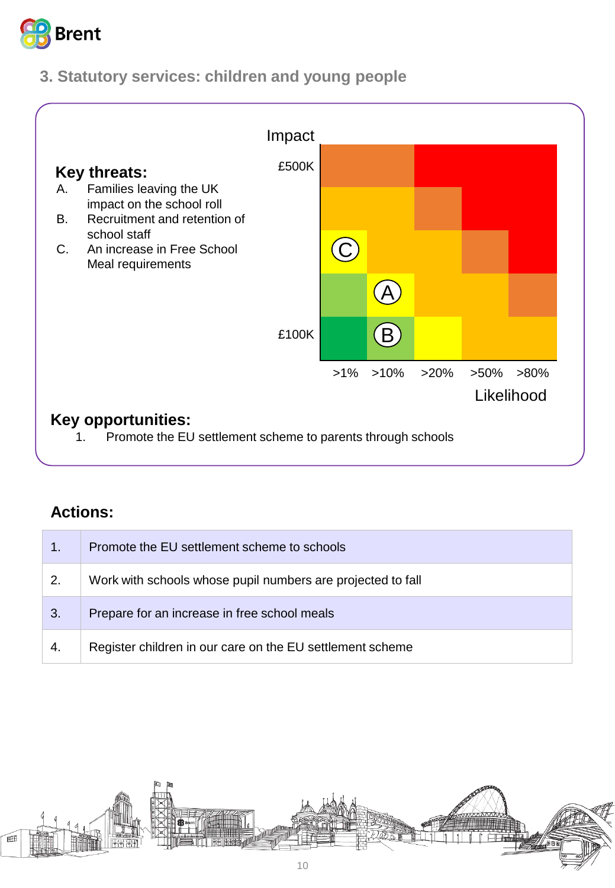## 3. Statutory services: children and young people

### Key threats:

A. Families leaving the UK impact on the school roll
B. Recruitment and retention of school staff
C. An increase in Free School Meal requirements

Impact

£500K

£100K

>1% >10% >20% >50% >80%

Likelihood

### Key opportunities:

1. Promote the EU settlement scheme to parents through schools

### Actions:

| | |
|---|---|
| 1. | Promote the EU settlement scheme to schools |
| 2. | Work with schools whose pupil numbers are projected to fall |
| 3. | Prepare for an increase in free school meals |
| 4. | Register children in our care on the EU settlement scheme |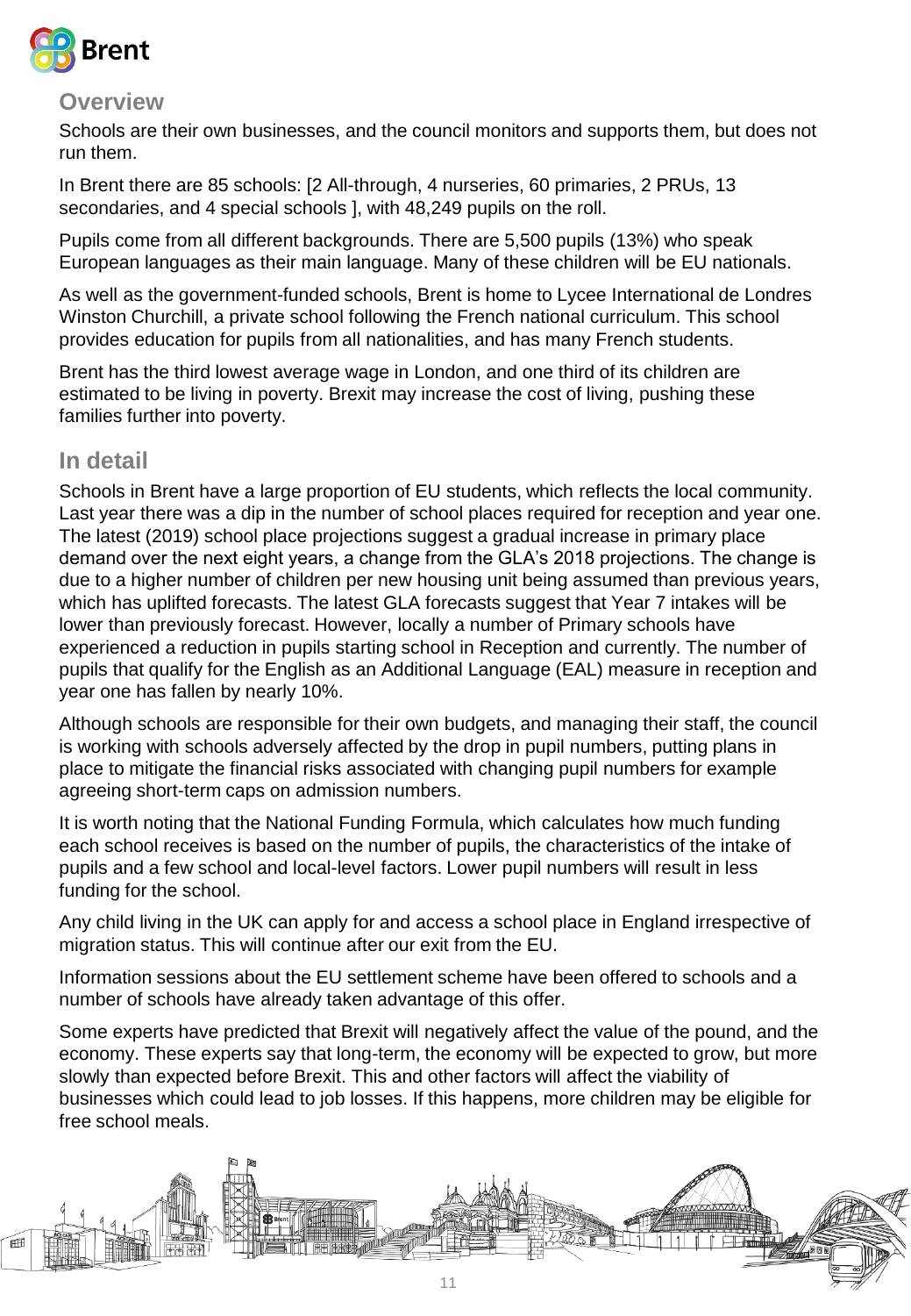## Overview

Schools are their own businesses, and the council monitors and supports them, but does not run them.

In Brent there are 85 schools: [2 All-through, 4 nurseries, 60 primaries, 2 PRUs, 13 secondaries, and 4 special schools ], with 48,249 pupils on the roll.

Pupils come from all different backgrounds. There are 5,500 pupils (13%) who speak European languages as their main language. Many of these children will be EU nationals.

As well as the government-funded schools, Brent is home to Lycee International de Londres Winston Churchill, a private school following the French national curriculum. This school provides education for pupils from all nationalities, and has many French students.

Brent has the third lowest average wage in London, and one third of its children are estimated to be living in poverty. Brexit may increase the cost of living, pushing these families further into poverty.

## In detail

Schools in Brent have a large proportion of EU students, which reflects the local community. Last year there was a dip in the number of school places required for reception and year one. The latest (2019) school place projections suggest a gradual increase in primary place demand over the next eight years, a change from the GLA's 2018 projections. The change is due to a higher number of children per new housing unit being assumed than previous years, which has uplifted forecasts. The latest GLA forecasts suggest that Year 7 intakes will be lower than previously forecast. However, locally a number of Primary schools have experienced a reduction in pupils starting school in Reception and currently. The number of pupils that qualify for the English as an Additional Language (EAL) measure in reception and year one has fallen by nearly 10%.

Although schools are responsible for their own budgets, and managing their staff, the council is working with schools adversely affected by the drop in pupil numbers, putting plans in place to mitigate the financial risks associated with changing pupil numbers for example agreeing short-term caps on admission numbers.

It is worth noting that the National Funding Formula, which calculates how much funding each school receives is based on the number of pupils, the characteristics of the intake of pupils and a few school and local-level factors. Lower pupil numbers will result in less funding for the school.

Any child living in the UK can apply for and access a school place in England irrespective of migration status. This will continue after our exit from the EU.

Information sessions about the EU settlement scheme have been offered to schools and a number of schools have already taken advantage of this offer.

Some experts have predicted that Brexit will negatively affect the value of the pound, and the economy. These experts say that long-term, the economy will be expected to grow, but more slowly than expected before Brexit. This and other factors will affect the viability of businesses which could lead to job losses. If this happens, more children may be eligible for free school meals.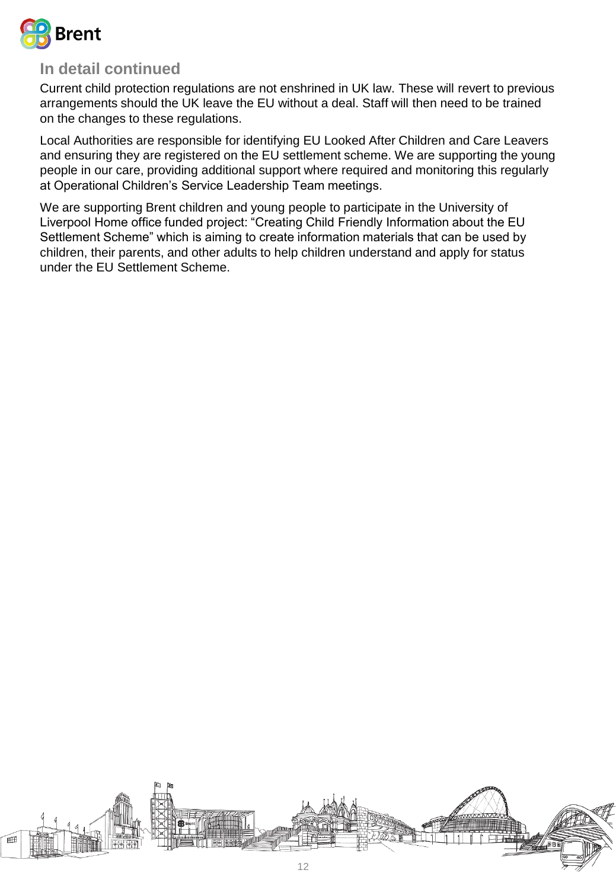## In detail continued

Current child protection regulations are not enshrined in UK law. These will revert to previous arrangements should the UK leave the EU without a deal. Staff will then need to be trained on the changes to these regulations.

Local Authorities are responsible for identifying EU Looked After Children and Care Leavers and ensuring they are registered on the EU settlement scheme. We are supporting the young people in our care, providing additional support where required and monitoring this regularly at Operational Children's Service Leadership Team meetings.

We are supporting Brent children and young people to participate in the University of Liverpool Home office funded project: "Creating Child Friendly Information about the EU Settlement Scheme" which is aiming to create information materials that can be used by children, their parents, and other adults to help children understand and apply for status under the EU Settlement Scheme.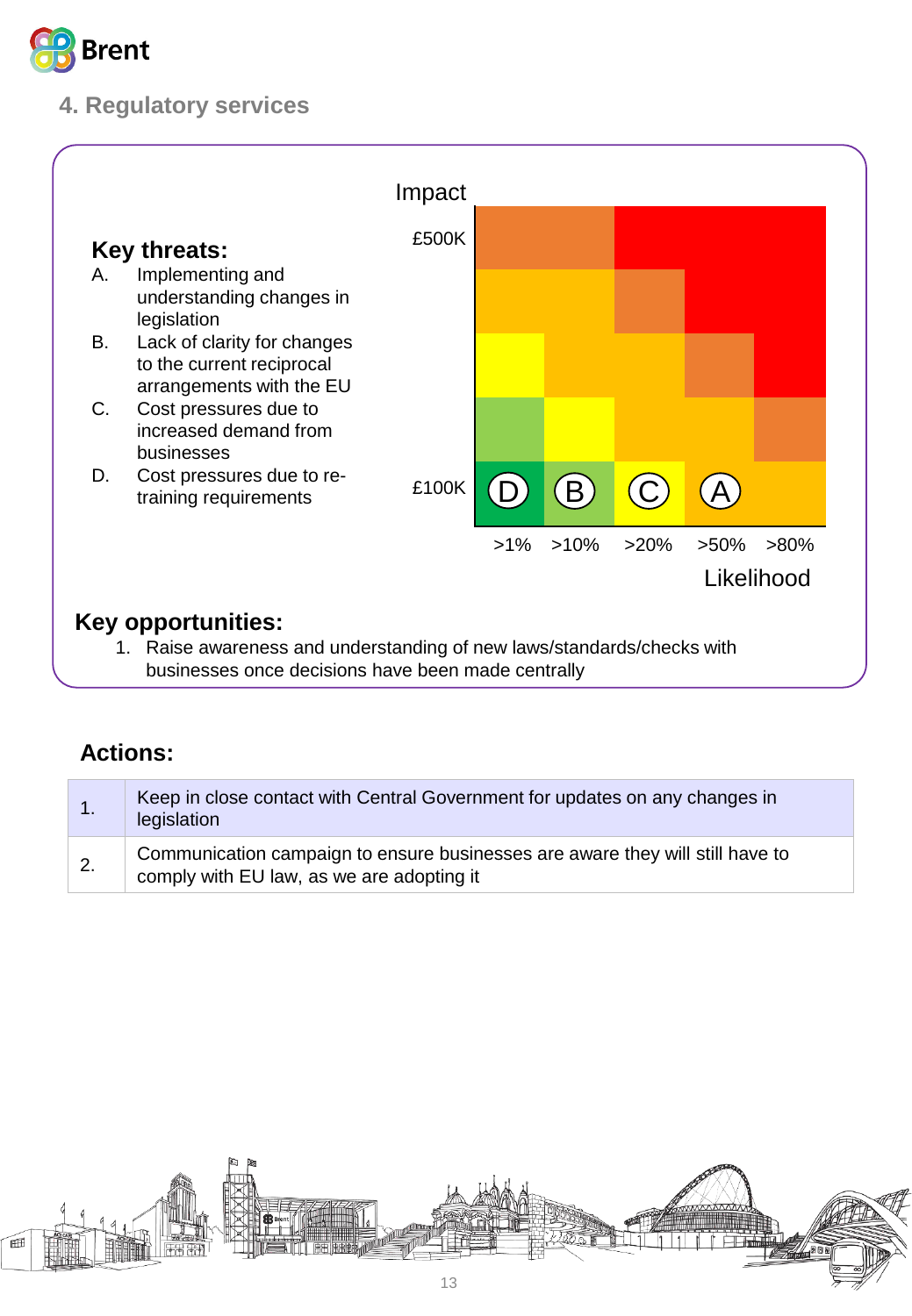## 4. Regulatory services

**Key threats:**

A. Implementing and understanding changes in legislation
B. Lack of clarity for changes to the current reciprocal arrangements with the EU
C. Cost pressures due to increased demand from businesses
D. Cost pressures due to re-training requirements

Impact

£500K

£100K

D B C A

>1% >10% >20% >50% >80%

Likelihood

**Key opportunities:**

1. Raise awareness and understanding of new laws/standards/checks with businesses once decisions have been made centrally

### Actions:

| | |
|---|---|
| 1. | Keep in close contact with Central Government for updates on any changes in legislation |
| 2. | Communication campaign to ensure businesses are aware they will still have to comply with EU law, as we are adopting it |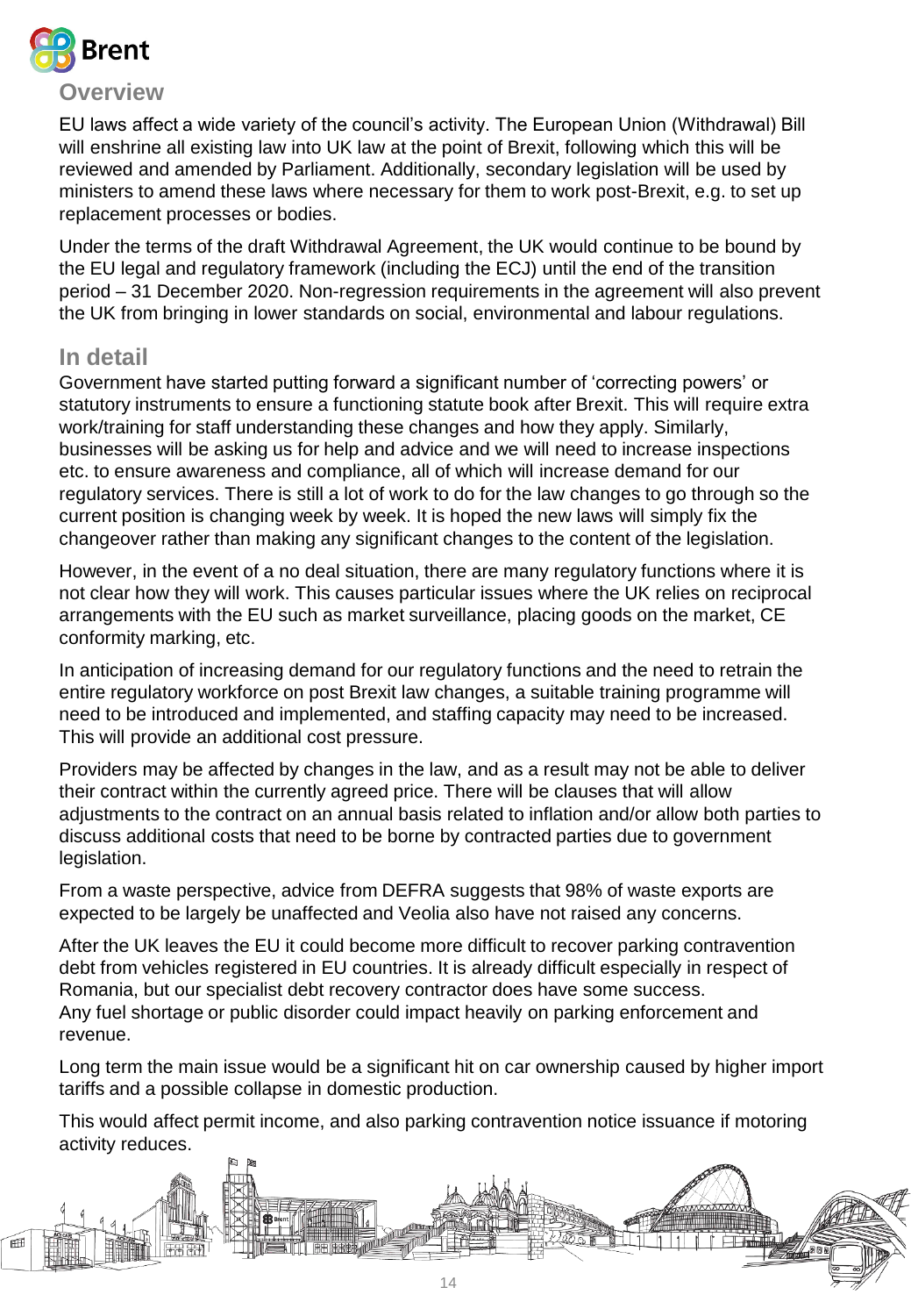## Overview

EU laws affect a wide variety of the council's activity. The European Union (Withdrawal) Bill will enshrine all existing law into UK law at the point of Brexit, following which this will be reviewed and amended by Parliament. Additionally, secondary legislation will be used by ministers to amend these laws where necessary for them to work post-Brexit, e.g. to set up replacement processes or bodies.

Under the terms of the draft Withdrawal Agreement, the UK would continue to be bound by the EU legal and regulatory framework (including the ECJ) until the end of the transition period – 31 December 2020. Non-regression requirements in the agreement will also prevent the UK from bringing in lower standards on social, environmental and labour regulations.

## In detail

Government have started putting forward a significant number of 'correcting powers' or statutory instruments to ensure a functioning statute book after Brexit. This will require extra work/training for staff understanding these changes and how they apply. Similarly, businesses will be asking us for help and advice and we will need to increase inspections etc. to ensure awareness and compliance, all of which will increase demand for our regulatory services. There is still a lot of work to do for the law changes to go through so the current position is changing week by week. It is hoped the new laws will simply fix the changeover rather than making any significant changes to the content of the legislation.

However, in the event of a no deal situation, there are many regulatory functions where it is not clear how they will work. This causes particular issues where the UK relies on reciprocal arrangements with the EU such as market surveillance, placing goods on the market, CE conformity marking, etc.

In anticipation of increasing demand for our regulatory functions and the need to retrain the entire regulatory workforce on post Brexit law changes, a suitable training programme will need to be introduced and implemented, and staffing capacity may need to be increased. This will provide an additional cost pressure.

Providers may be affected by changes in the law, and as a result may not be able to deliver their contract within the currently agreed price. There will be clauses that will allow adjustments to the contract on an annual basis related to inflation and/or allow both parties to discuss additional costs that need to be borne by contracted parties due to government legislation.

From a waste perspective, advice from DEFRA suggests that 98% of waste exports are expected to be largely be unaffected and Veolia also have not raised any concerns.

After the UK leaves the EU it could become more difficult to recover parking contravention debt from vehicles registered in EU countries. It is already difficult especially in respect of Romania, but our specialist debt recovery contractor does have some success.
Any fuel shortage or public disorder could impact heavily on parking enforcement and revenue.

Long term the main issue would be a significant hit on car ownership caused by higher import tariffs and a possible collapse in domestic production.

This would affect permit income, and also parking contravention notice issuance if motoring activity reduces.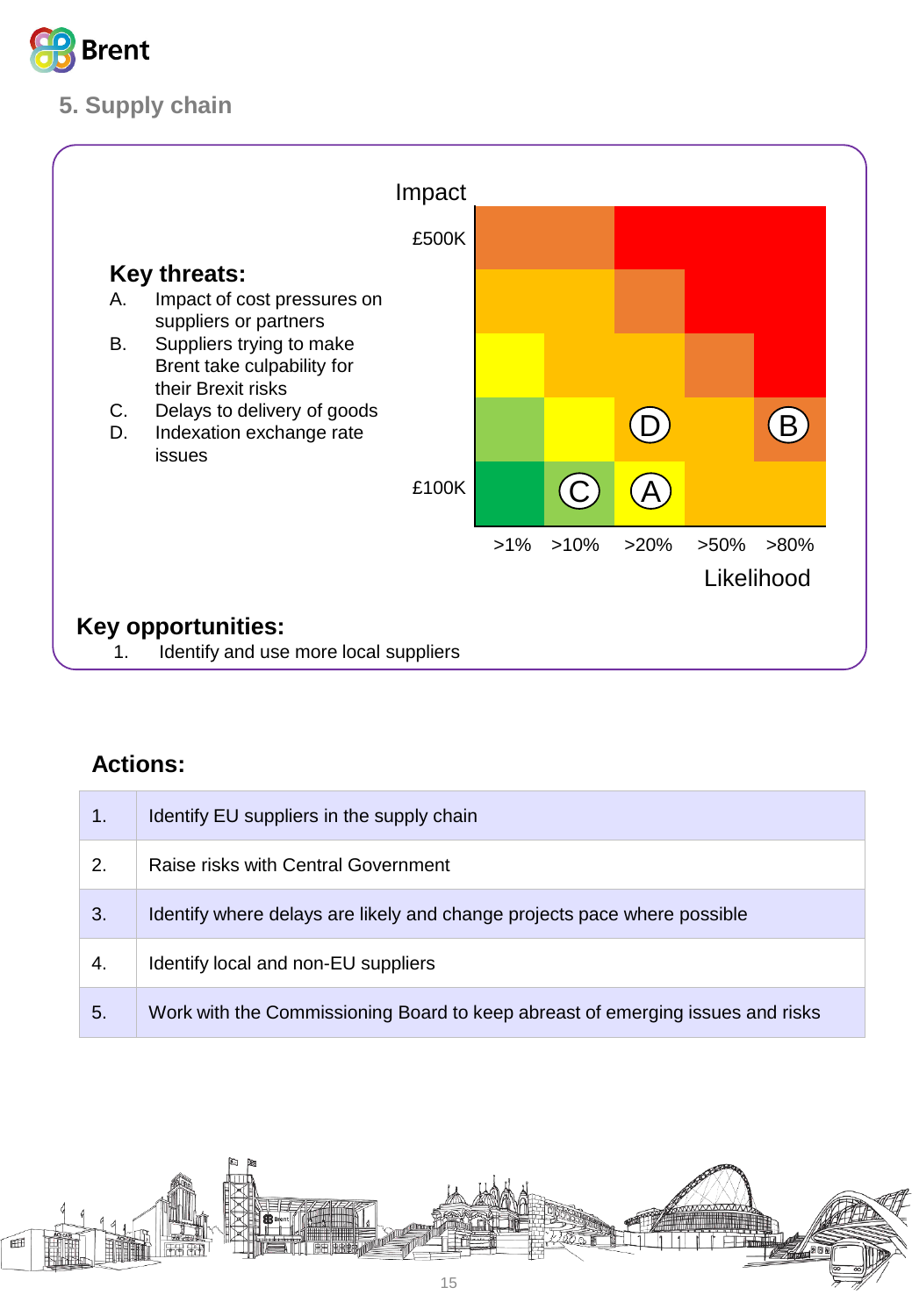## 5. Supply chain

**Key threats:**

A. Impact of cost pressures on suppliers or partners
B. Suppliers trying to make Brent take culpability for their Brexit risks
C. Delays to delivery of goods
D. Indexation exchange rate issues

Impact

£500K

£100K

>1% >10% >20% >50% >80%

Likelihood

**Key opportunities:**

1. Identify and use more local suppliers

### Actions:

| | |
|---|---|
| 1. | Identify EU suppliers in the supply chain |
| 2. | Raise risks with Central Government |
| 3. | Identify where delays are likely and change projects pace where possible |
| 4. | Identify local and non-EU suppliers |
| 5. | Work with the Commissioning Board to keep abreast of emerging issues and risks |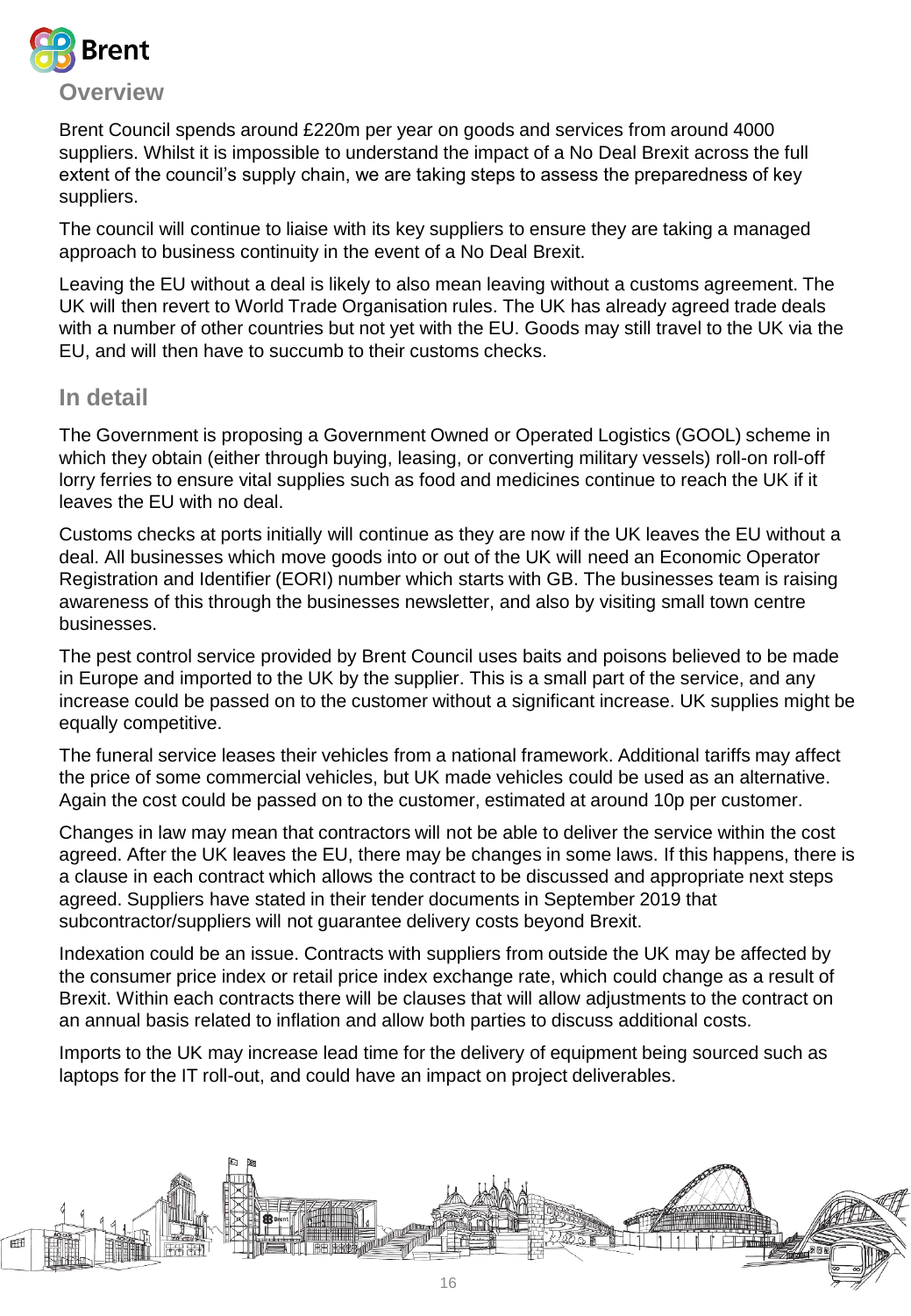## Overview

Brent Council spends around £220m per year on goods and services from around 4000 suppliers. Whilst it is impossible to understand the impact of a No Deal Brexit across the full extent of the council's supply chain, we are taking steps to assess the preparedness of key suppliers.

The council will continue to liaise with its key suppliers to ensure they are taking a managed approach to business continuity in the event of a No Deal Brexit.

Leaving the EU without a deal is likely to also mean leaving without a customs agreement. The UK will then revert to World Trade Organisation rules. The UK has already agreed trade deals with a number of other countries but not yet with the EU. Goods may still travel to the UK via the EU, and will then have to succumb to their customs checks.

## In detail

The Government is proposing a Government Owned or Operated Logistics (GOOL) scheme in which they obtain (either through buying, leasing, or converting military vessels) roll-on roll-off lorry ferries to ensure vital supplies such as food and medicines continue to reach the UK if it leaves the EU with no deal.

Customs checks at ports initially will continue as they are now if the UK leaves the EU without a deal. All businesses which move goods into or out of the UK will need an Economic Operator Registration and Identifier (EORI) number which starts with GB. The businesses team is raising awareness of this through the businesses newsletter, and also by visiting small town centre businesses.

The pest control service provided by Brent Council uses baits and poisons believed to be made in Europe and imported to the UK by the supplier. This is a small part of the service, and any increase could be passed on to the customer without a significant increase. UK supplies might be equally competitive.

The funeral service leases their vehicles from a national framework. Additional tariffs may affect the price of some commercial vehicles, but UK made vehicles could be used as an alternative. Again the cost could be passed on to the customer, estimated at around 10p per customer.

Changes in law may mean that contractors will not be able to deliver the service within the cost agreed. After the UK leaves the EU, there may be changes in some laws. If this happens, there is a clause in each contract which allows the contract to be discussed and appropriate next steps agreed. Suppliers have stated in their tender documents in September 2019 that subcontractor/suppliers will not guarantee delivery costs beyond Brexit.

Indexation could be an issue. Contracts with suppliers from outside the UK may be affected by the consumer price index or retail price index exchange rate, which could change as a result of Brexit. Within each contracts there will be clauses that will allow adjustments to the contract on an annual basis related to inflation and allow both parties to discuss additional costs.

Imports to the UK may increase lead time for the delivery of equipment being sourced such as laptops for the IT roll-out, and could have an impact on project deliverables.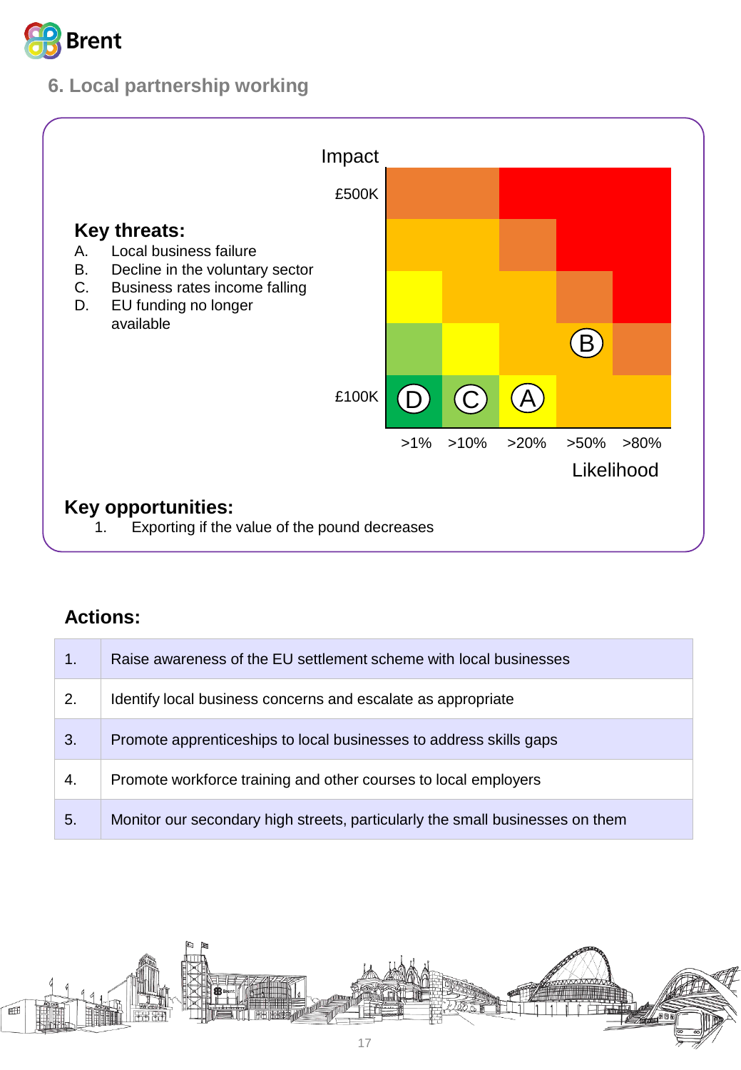## 6. Local partnership working

**Key threats:**

A. Local business failure
B. Decline in the voluntary sector
C. Business rates income falling
D. EU funding no longer available

Impact

£500K

£100K

>1% >10% >20% >50% >80%

Likelihood

**Key opportunities:**

1. Exporting if the value of the pound decreases

### Actions:

| | |
|---|---|
| 1. | Raise awareness of the EU settlement scheme with local businesses |
| 2. | Identify local business concerns and escalate as appropriate |
| 3. | Promote apprenticeships to local businesses to address skills gaps |
| 4. | Promote workforce training and other courses to local employers |
| 5. | Monitor our secondary high streets, particularly the small businesses on them |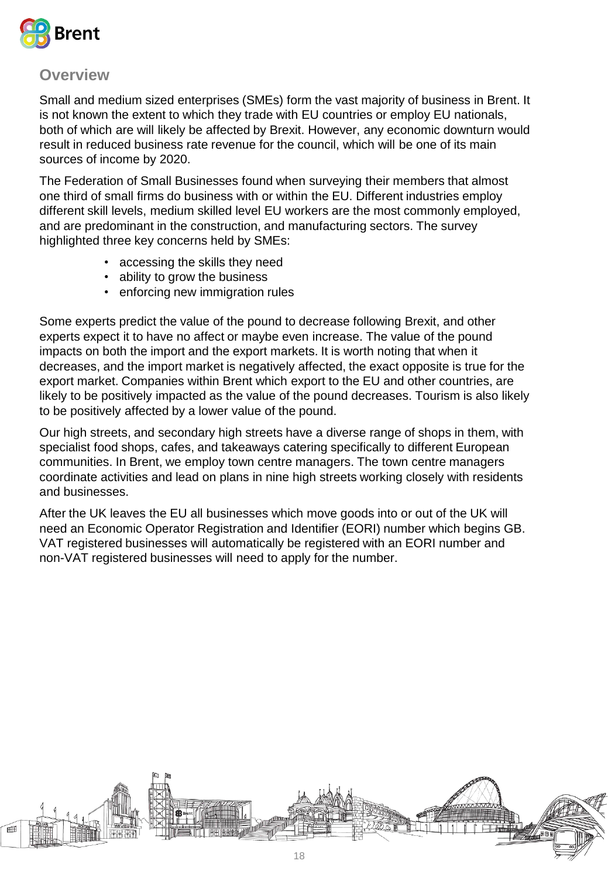## Overview

Small and medium sized enterprises (SMEs) form the vast majority of business in Brent. It is not known the extent to which they trade with EU countries or employ EU nationals, both of which are will likely be affected by Brexit. However, any economic downturn would result in reduced business rate revenue for the council, which will be one of its main sources of income by 2020.

The Federation of Small Businesses found when surveying their members that almost one third of small firms do business with or within the EU. Different industries employ different skill levels, medium skilled level EU workers are the most commonly employed, and are predominant in the construction, and manufacturing sectors. The survey highlighted three key concerns held by SMEs:

- accessing the skills they need
- ability to grow the business
- enforcing new immigration rules

Some experts predict the value of the pound to decrease following Brexit, and other experts expect it to have no affect or maybe even increase. The value of the pound impacts on both the import and the export markets. It is worth noting that when it decreases, and the import market is negatively affected, the exact opposite is true for the export market. Companies within Brent which export to the EU and other countries, are likely to be positively impacted as the value of the pound decreases. Tourism is also likely to be positively affected by a lower value of the pound.

Our high streets, and secondary high streets have a diverse range of shops in them, with specialist food shops, cafes, and takeaways catering specifically to different European communities. In Brent, we employ town centre managers. The town centre managers coordinate activities and lead on plans in nine high streets working closely with residents and businesses.

After the UK leaves the EU all businesses which move goods into or out of the UK will need an Economic Operator Registration and Identifier (EORI) number which begins GB. VAT registered businesses will automatically be registered with an EORI number and non-VAT registered businesses will need to apply for the number.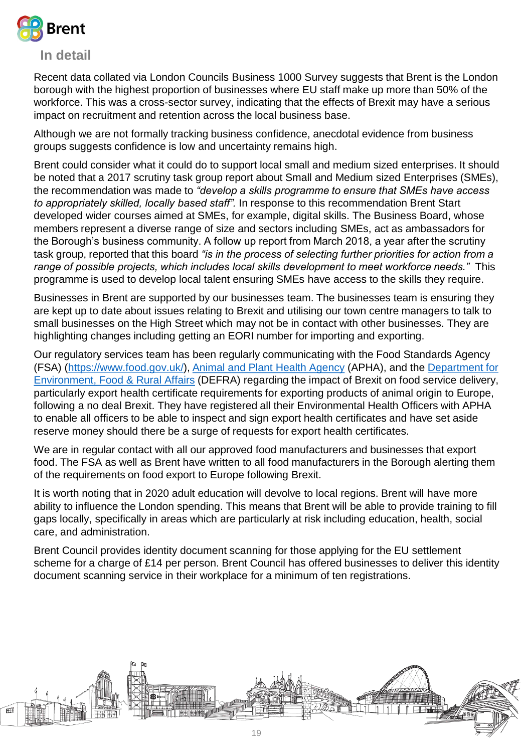## In detail

Recent data collated via London Councils Business 1000 Survey suggests that Brent is the London borough with the highest proportion of businesses where EU staff make up more than 50% of the workforce. This was a cross-sector survey, indicating that the effects of Brexit may have a serious impact on recruitment and retention across the local business base.

Although we are not formally tracking business confidence, anecdotal evidence from business groups suggests confidence is low and uncertainty remains high.

Brent could consider what it could do to support local small and medium sized enterprises. It should be noted that a 2017 scrutiny task group report about Small and Medium sized Enterprises (SMEs), the recommendation was made to *"develop a skills programme to ensure that SMEs have access to appropriately skilled, locally based staff".* In response to this recommendation Brent Start developed wider courses aimed at SMEs, for example, digital skills. The Business Board, whose members represent a diverse range of size and sectors including SMEs, act as ambassadors for the Borough's business community. A follow up report from March 2018, a year after the scrutiny task group, reported that this board *"is in the process of selecting further priorities for action from a range of possible projects, which includes local skills development to meet workforce needs."* This programme is used to develop local talent ensuring SMEs have access to the skills they require.

Businesses in Brent are supported by our businesses team. The businesses team is ensuring they are kept up to date about issues relating to Brexit and utilising our town centre managers to talk to small businesses on the High Street which may not be in contact with other businesses. They are highlighting changes including getting an EORI number for importing and exporting.

Our regulatory services team has been regularly communicating with the Food Standards Agency (FSA) (https://www.food.gov.uk/), Animal and Plant Health Agency (APHA), and the Department for Environment, Food & Rural Affairs (DEFRA) regarding the impact of Brexit on food service delivery, particularly export health certificate requirements for exporting products of animal origin to Europe, following a no deal Brexit. They have registered all their Environmental Health Officers with APHA to enable all officers to be able to inspect and sign export health certificates and have set aside reserve money should there be a surge of requests for export health certificates.

We are in regular contact with all our approved food manufacturers and businesses that export food. The FSA as well as Brent have written to all food manufacturers in the Borough alerting them of the requirements on food export to Europe following Brexit.

It is worth noting that in 2020 adult education will devolve to local regions. Brent will have more ability to influence the London spending. This means that Brent will be able to provide training to fill gaps locally, specifically in areas which are particularly at risk including education, health, social care, and administration.

Brent Council provides identity document scanning for those applying for the EU settlement scheme for a charge of £14 per person. Brent Council has offered businesses to deliver this identity document scanning service in their workplace for a minimum of ten registrations.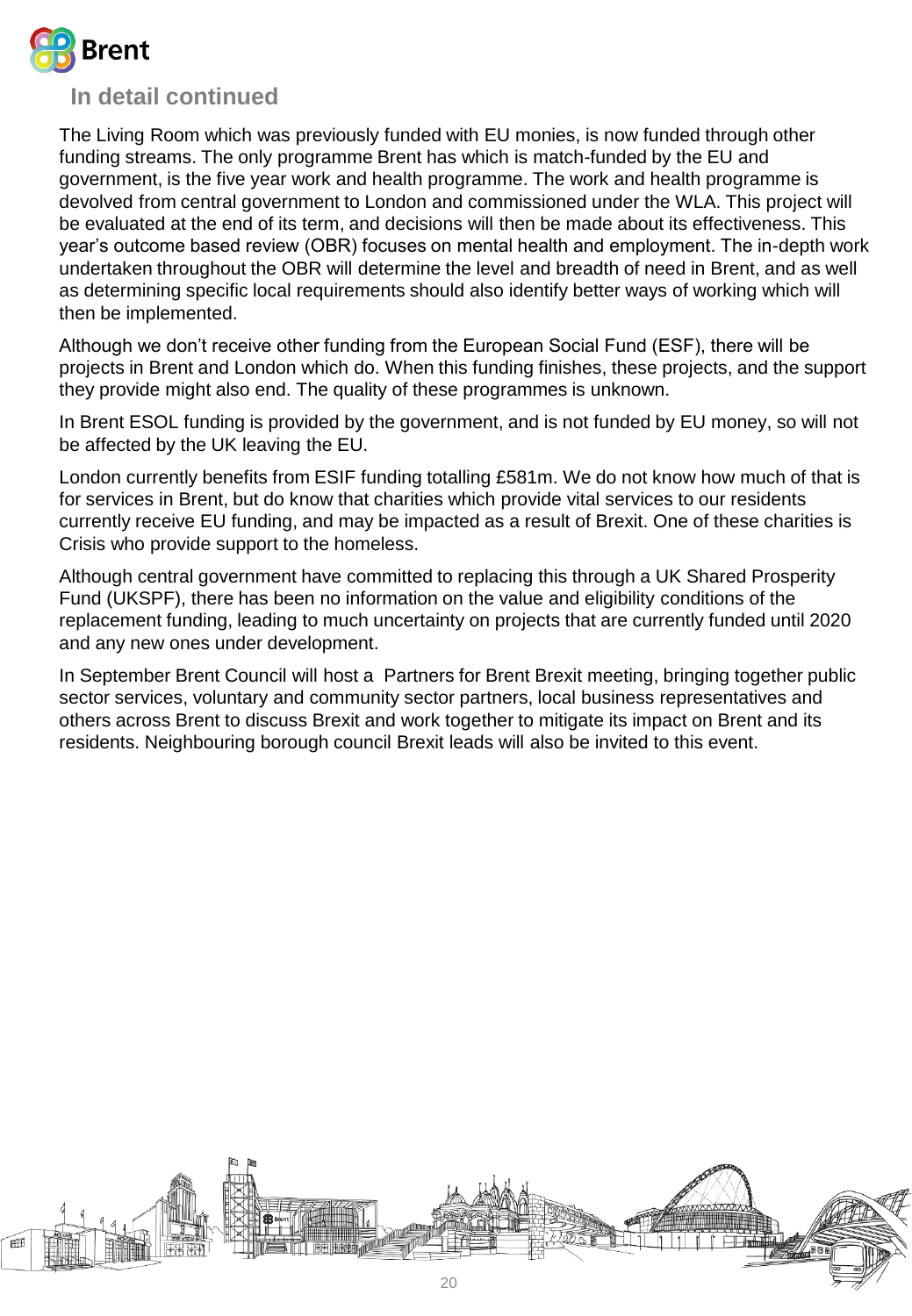## In detail continued

The Living Room which was previously funded with EU monies, is now funded through other funding streams. The only programme Brent has which is match-funded by the EU and government, is the five year work and health programme. The work and health programme is devolved from central government to London and commissioned under the WLA. This project will be evaluated at the end of its term, and decisions will then be made about its effectiveness. This year's outcome based review (OBR) focuses on mental health and employment. The in-depth work undertaken throughout the OBR will determine the level and breadth of need in Brent, and as well as determining specific local requirements should also identify better ways of working which will then be implemented.

Although we don't receive other funding from the European Social Fund (ESF), there will be projects in Brent and London which do. When this funding finishes, these projects, and the support they provide might also end. The quality of these programmes is unknown.

In Brent ESOL funding is provided by the government, and is not funded by EU money, so will not be affected by the UK leaving the EU.

London currently benefits from ESIF funding totalling £581m. We do not know how much of that is for services in Brent, but do know that charities which provide vital services to our residents currently receive EU funding, and may be impacted as a result of Brexit. One of these charities is Crisis who provide support to the homeless.

Although central government have committed to replacing this through a UK Shared Prosperity Fund (UKSPF), there has been no information on the value and eligibility conditions of the replacement funding, leading to much uncertainty on projects that are currently funded until 2020 and any new ones under development.

In September Brent Council will host a Partners for Brent Brexit meeting, bringing together public sector services, voluntary and community sector partners, local business representatives and others across Brent to discuss Brexit and work together to mitigate its impact on Brent and its residents. Neighbouring borough council Brexit leads will also be invited to this event.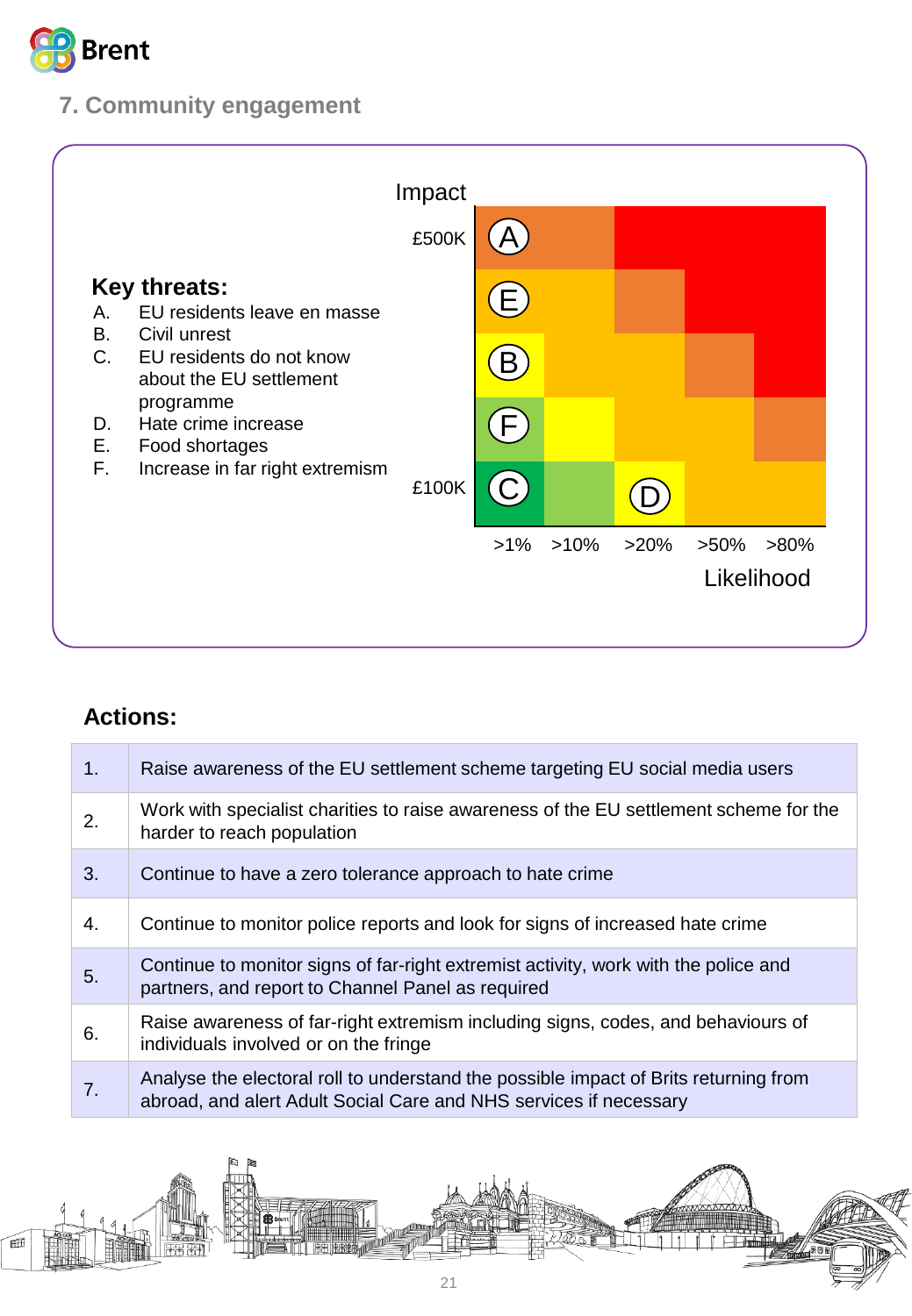## 7. Community engagement

**Key threats:**

A. EU residents leave en masse
B. Civil unrest
C. EU residents do not know about the EU settlement programme
D. Hate crime increase
E. Food shortages
F. Increase in far right extremism

Impact: £500K – £100K

Likelihood: >1% >10% >20% >50% >80%

A E B F C D

### Actions:

| | |
|---|---|
| 1. | Raise awareness of the EU settlement scheme targeting EU social media users |
| 2. | Work with specialist charities to raise awareness of the EU settlement scheme for the harder to reach population |
| 3. | Continue to have a zero tolerance approach to hate crime |
| 4. | Continue to monitor police reports and look for signs of increased hate crime |
| 5. | Continue to monitor signs of far-right extremist activity, work with the police and partners, and report to Channel Panel as required |
| 6. | Raise awareness of far-right extremism including signs, codes, and behaviours of individuals involved or on the fringe |
| 7. | Analyse the electoral roll to understand the possible impact of Brits returning from abroad, and alert Adult Social Care and NHS services if necessary |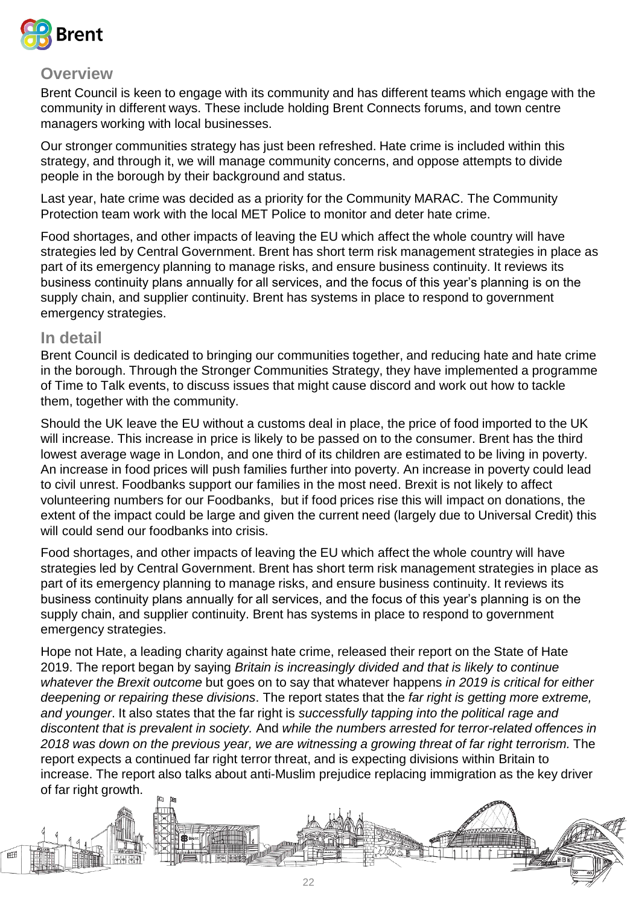## Overview

Brent Council is keen to engage with its community and has different teams which engage with the community in different ways. These include holding Brent Connects forums, and town centre managers working with local businesses.

Our stronger communities strategy has just been refreshed. Hate crime is included within this strategy, and through it, we will manage community concerns, and oppose attempts to divide people in the borough by their background and status.

Last year, hate crime was decided as a priority for the Community MARAC. The Community Protection team work with the local MET Police to monitor and deter hate crime.

Food shortages, and other impacts of leaving the EU which affect the whole country will have strategies led by Central Government. Brent has short term risk management strategies in place as part of its emergency planning to manage risks, and ensure business continuity. It reviews its business continuity plans annually for all services, and the focus of this year's planning is on the supply chain, and supplier continuity. Brent has systems in place to respond to government emergency strategies.

## In detail

Brent Council is dedicated to bringing our communities together, and reducing hate and hate crime in the borough. Through the Stronger Communities Strategy, they have implemented a programme of Time to Talk events, to discuss issues that might cause discord and work out how to tackle them, together with the community.

Should the UK leave the EU without a customs deal in place, the price of food imported to the UK will increase. This increase in price is likely to be passed on to the consumer. Brent has the third lowest average wage in London, and one third of its children are estimated to be living in poverty. An increase in food prices will push families further into poverty. An increase in poverty could lead to civil unrest. Foodbanks support our families in the most need. Brexit is not likely to affect volunteering numbers for our Foodbanks, but if food prices rise this will impact on donations, the extent of the impact could be large and given the current need (largely due to Universal Credit) this will could send our foodbanks into crisis.

Food shortages, and other impacts of leaving the EU which affect the whole country will have strategies led by Central Government. Brent has short term risk management strategies in place as part of its emergency planning to manage risks, and ensure business continuity. It reviews its business continuity plans annually for all services, and the focus of this year's planning is on the supply chain, and supplier continuity. Brent has systems in place to respond to government emergency strategies.

Hope not Hate, a leading charity against hate crime, released their report on the State of Hate 2019. The report began by saying *Britain is increasingly divided and that is likely to continue whatever the Brexit outcome* but goes on to say that whatever happens *in 2019 is critical for either deepening or repairing these divisions*. The report states that the *far right is getting more extreme, and younger*. It also states that the far right is *successfully tapping into the political rage and discontent that is prevalent in society.* And *while the numbers arrested for terror-related offences in 2018 was down on the previous year, we are witnessing a growing threat of far right terrorism.* The report expects a continued far right terror threat, and is expecting divisions within Britain to increase. The report also talks about anti-Muslim prejudice replacing immigration as the key driver of far right growth.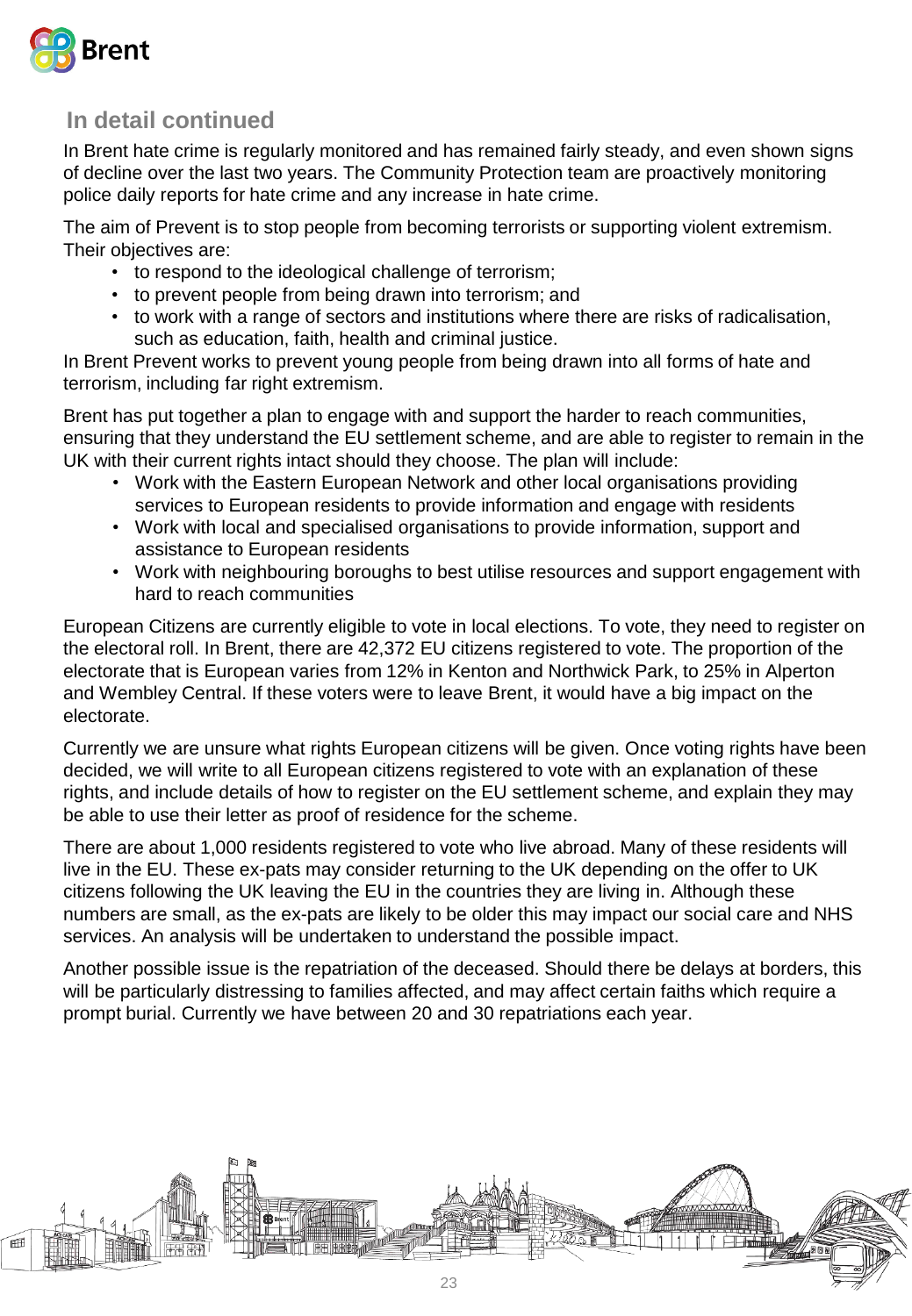## In detail continued

In Brent hate crime is regularly monitored and has remained fairly steady, and even shown signs of decline over the last two years. The Community Protection team are proactively monitoring police daily reports for hate crime and any increase in hate crime.

The aim of Prevent is to stop people from becoming terrorists or supporting violent extremism. Their objectives are:

- to respond to the ideological challenge of terrorism;
- to prevent people from being drawn into terrorism; and
- to work with a range of sectors and institutions where there are risks of radicalisation, such as education, faith, health and criminal justice.

In Brent Prevent works to prevent young people from being drawn into all forms of hate and terrorism, including far right extremism.

Brent has put together a plan to engage with and support the harder to reach communities, ensuring that they understand the EU settlement scheme, and are able to register to remain in the UK with their current rights intact should they choose. The plan will include:

- Work with the Eastern European Network and other local organisations providing services to European residents to provide information and engage with residents
- Work with local and specialised organisations to provide information, support and assistance to European residents
- Work with neighbouring boroughs to best utilise resources and support engagement with hard to reach communities

European Citizens are currently eligible to vote in local elections. To vote, they need to register on the electoral roll. In Brent, there are 42,372 EU citizens registered to vote. The proportion of the electorate that is European varies from 12% in Kenton and Northwick Park, to 25% in Alperton and Wembley Central. If these voters were to leave Brent, it would have a big impact on the electorate.

Currently we are unsure what rights European citizens will be given. Once voting rights have been decided, we will write to all European citizens registered to vote with an explanation of these rights, and include details of how to register on the EU settlement scheme, and explain they may be able to use their letter as proof of residence for the scheme.

There are about 1,000 residents registered to vote who live abroad. Many of these residents will live in the EU. These ex-pats may consider returning to the UK depending on the offer to UK citizens following the UK leaving the EU in the countries they are living in. Although these numbers are small, as the ex-pats are likely to be older this may impact our social care and NHS services. An analysis will be undertaken to understand the possible impact.

Another possible issue is the repatriation of the deceased. Should there be delays at borders, this will be particularly distressing to families affected, and may affect certain faiths which require a prompt burial. Currently we have between 20 and 30 repatriations each year.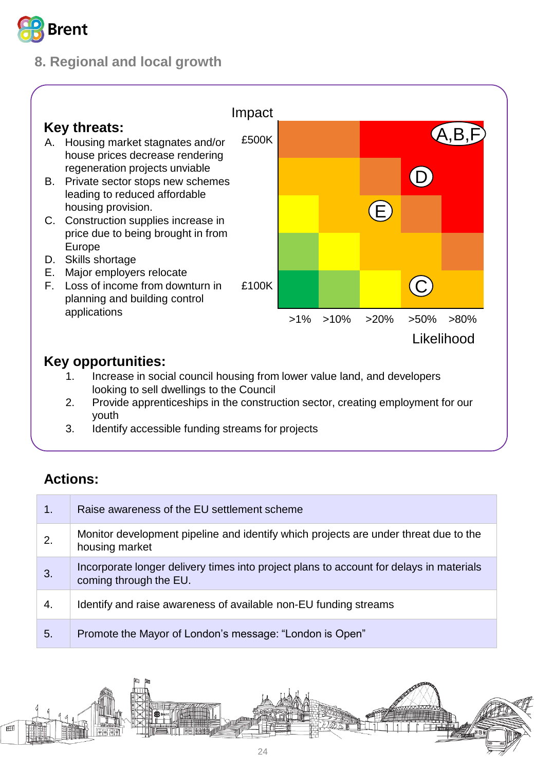## 8. Regional and local growth

**Key threats:**

A. Housing market stagnates and/or house prices decrease rendering regeneration projects unviable
B. Private sector stops new schemes leading to reduced affordable housing provision.
C. Construction supplies increase in price due to being brought in from Europe
D. Skills shortage
E. Major employers relocate
F. Loss of income from downturn in planning and building control applications

Impact

£500K

£100K

>1% >10% >20% >50% >80%

Likelihood

A,B,F

D

E

C

**Key opportunities:**

1. Increase in social council housing from lower value land, and developers looking to sell dwellings to the Council
2. Provide apprenticeships in the construction sector, creating employment for our youth
3. Identify accessible funding streams for projects

**Actions:**

| | |
|---|---|
| 1. | Raise awareness of the EU settlement scheme |
| 2. | Monitor development pipeline and identify which projects are under threat due to the housing market |
| 3. | Incorporate longer delivery times into project plans to account for delays in materials coming through the EU. |
| 4. | Identify and raise awareness of available non-EU funding streams |
| 5. | Promote the Mayor of London's message: "London is Open" |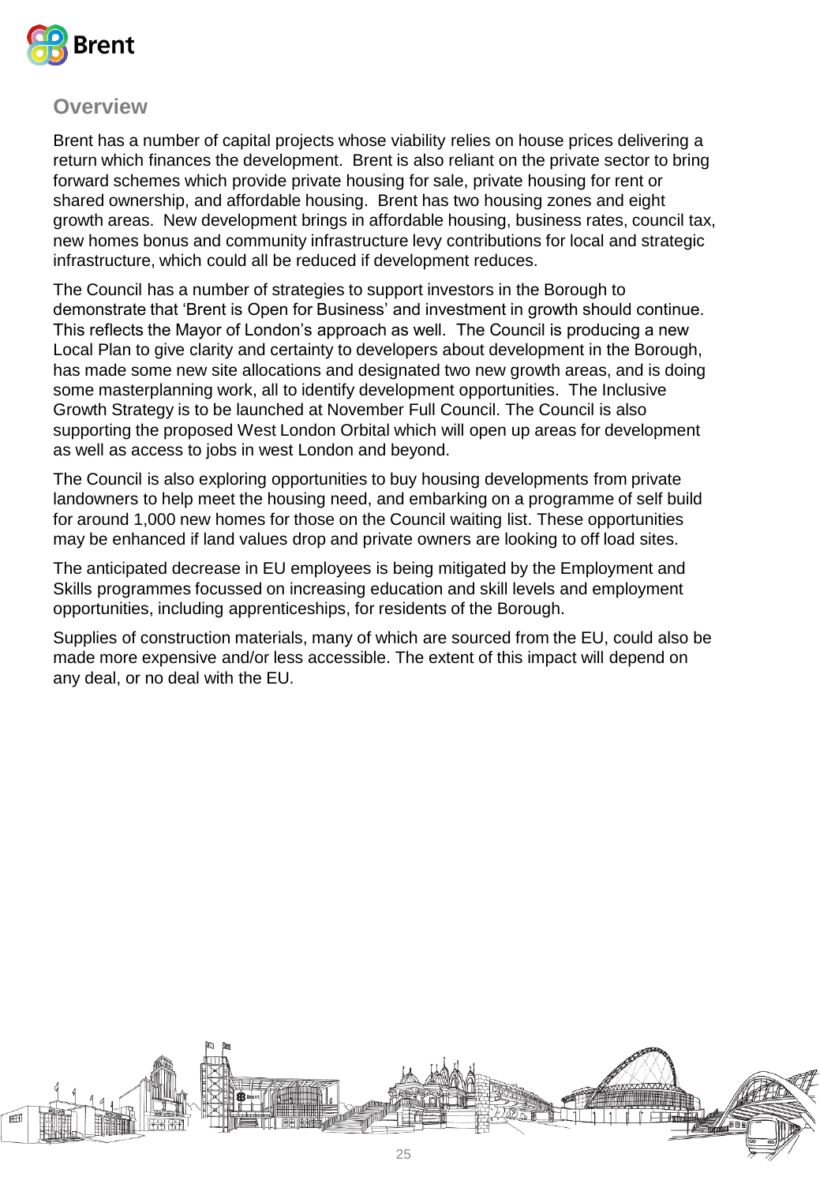## Overview

Brent has a number of capital projects whose viability relies on house prices delivering a return which finances the development. Brent is also reliant on the private sector to bring forward schemes which provide private housing for sale, private housing for rent or shared ownership, and affordable housing. Brent has two housing zones and eight growth areas. New development brings in affordable housing, business rates, council tax, new homes bonus and community infrastructure levy contributions for local and strategic infrastructure, which could all be reduced if development reduces.

The Council has a number of strategies to support investors in the Borough to demonstrate that 'Brent is Open for Business' and investment in growth should continue. This reflects the Mayor of London's approach as well. The Council is producing a new Local Plan to give clarity and certainty to developers about development in the Borough, has made some new site allocations and designated two new growth areas, and is doing some masterplanning work, all to identify development opportunities. The Inclusive Growth Strategy is to be launched at November Full Council. The Council is also supporting the proposed West London Orbital which will open up areas for development as well as access to jobs in west London and beyond.

The Council is also exploring opportunities to buy housing developments from private landowners to help meet the housing need, and embarking on a programme of self build for around 1,000 new homes for those on the Council waiting list. These opportunities may be enhanced if land values drop and private owners are looking to off load sites.

The anticipated decrease in EU employees is being mitigated by the Employment and Skills programmes focussed on increasing education and skill levels and employment opportunities, including apprenticeships, for residents of the Borough.

Supplies of construction materials, many of which are sourced from the EU, could also be made more expensive and/or less accessible. The extent of this impact will depend on any deal, or no deal with the EU.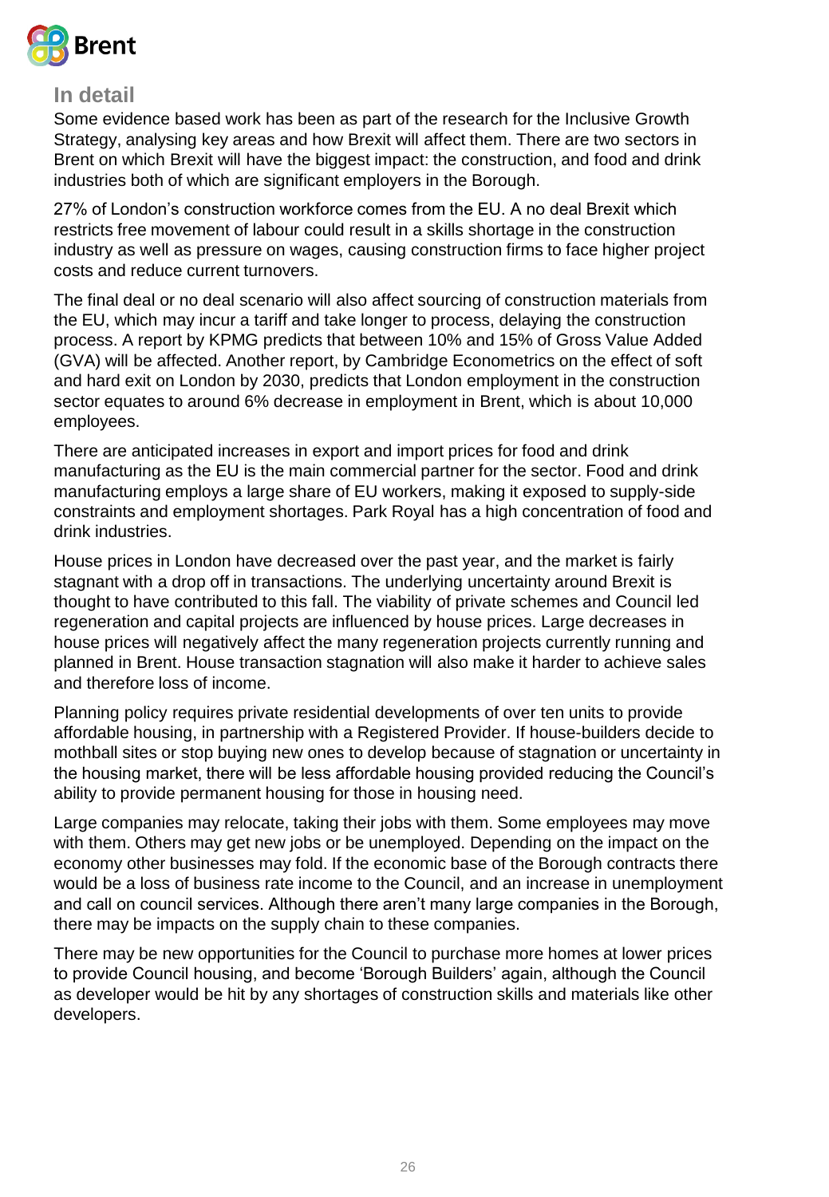## In detail

Some evidence based work has been as part of the research for the Inclusive Growth Strategy, analysing key areas and how Brexit will affect them. There are two sectors in Brent on which Brexit will have the biggest impact: the construction, and food and drink industries both of which are significant employers in the Borough.

27% of London's construction workforce comes from the EU. A no deal Brexit which restricts free movement of labour could result in a skills shortage in the construction industry as well as pressure on wages, causing construction firms to face higher project costs and reduce current turnovers.

The final deal or no deal scenario will also affect sourcing of construction materials from the EU, which may incur a tariff and take longer to process, delaying the construction process. A report by KPMG predicts that between 10% and 15% of Gross Value Added (GVA) will be affected. Another report, by Cambridge Econometrics on the effect of soft and hard exit on London by 2030, predicts that London employment in the construction sector equates to around 6% decrease in employment in Brent, which is about 10,000 employees.

There are anticipated increases in export and import prices for food and drink manufacturing as the EU is the main commercial partner for the sector. Food and drink manufacturing employs a large share of EU workers, making it exposed to supply-side constraints and employment shortages. Park Royal has a high concentration of food and drink industries.

House prices in London have decreased over the past year, and the market is fairly stagnant with a drop off in transactions. The underlying uncertainty around Brexit is thought to have contributed to this fall. The viability of private schemes and Council led regeneration and capital projects are influenced by house prices. Large decreases in house prices will negatively affect the many regeneration projects currently running and planned in Brent. House transaction stagnation will also make it harder to achieve sales and therefore loss of income.

Planning policy requires private residential developments of over ten units to provide affordable housing, in partnership with a Registered Provider. If house-builders decide to mothball sites or stop buying new ones to develop because of stagnation or uncertainty in the housing market, there will be less affordable housing provided reducing the Council's ability to provide permanent housing for those in housing need.

Large companies may relocate, taking their jobs with them. Some employees may move with them. Others may get new jobs or be unemployed. Depending on the impact on the economy other businesses may fold. If the economic base of the Borough contracts there would be a loss of business rate income to the Council, and an increase in unemployment and call on council services. Although there aren't many large companies in the Borough, there may be impacts on the supply chain to these companies.

There may be new opportunities for the Council to purchase more homes at lower prices to provide Council housing, and become 'Borough Builders' again, although the Council as developer would be hit by any shortages of construction skills and materials like other developers.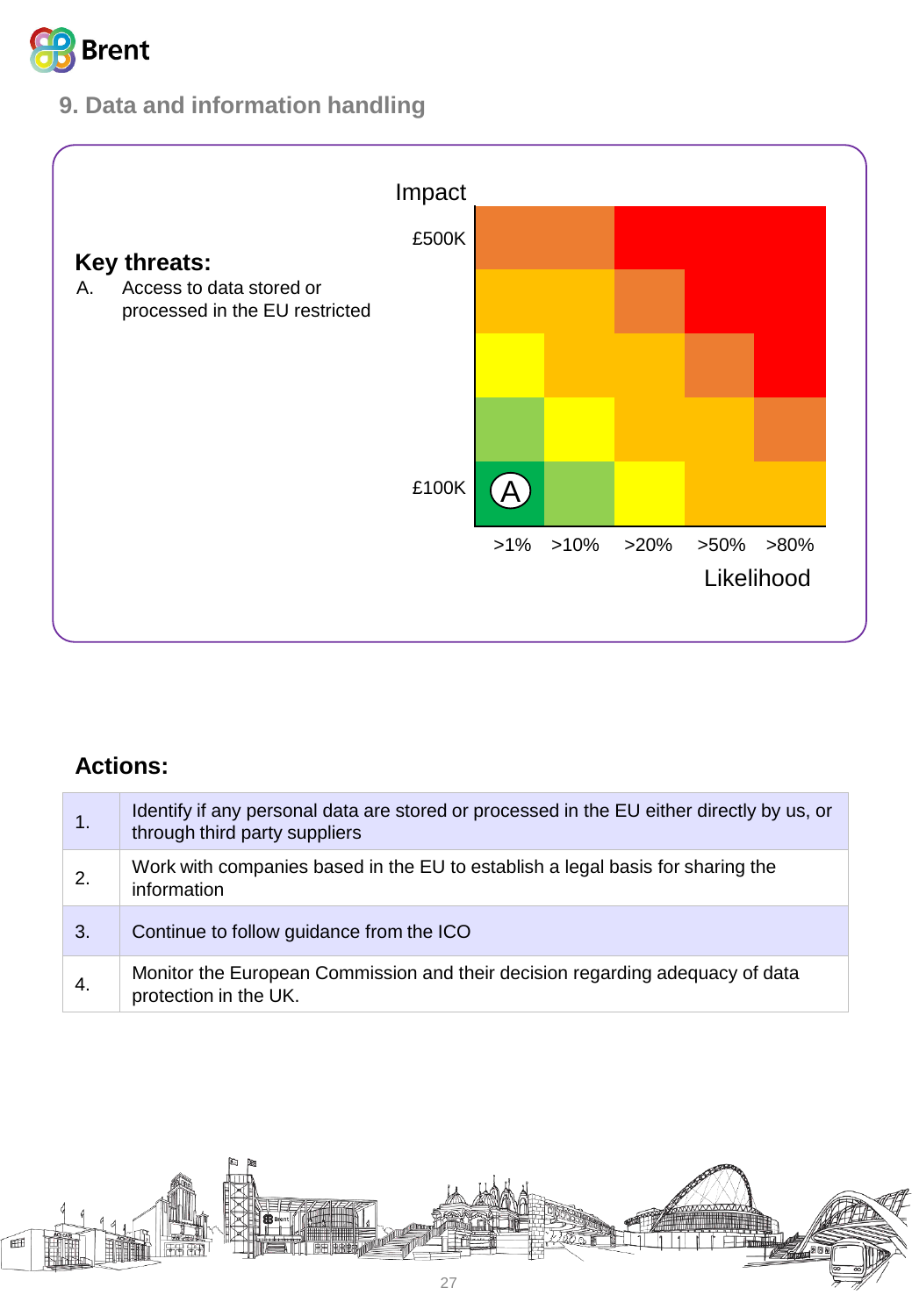## 9. Data and information handling

**Key threats:**

A. Access to data stored or processed in the EU restricted

Impact

£500K

£100K

A

>1% >10% >20% >50% >80%

Likelihood

**Actions:**

| | |
|---|---|
| 1. | Identify if any personal data are stored or processed in the EU either directly by us, or through third party suppliers |
| 2. | Work with companies based in the EU to establish a legal basis for sharing the information |
| 3. | Continue to follow guidance from the ICO |
| 4. | Monitor the European Commission and their decision regarding adequacy of data protection in the UK. |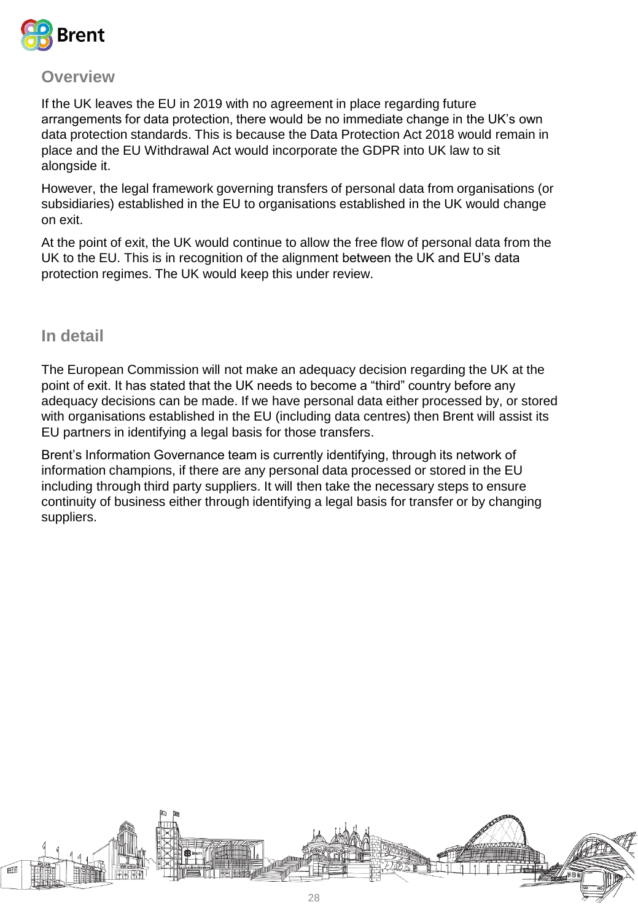## Overview

If the UK leaves the EU in 2019 with no agreement in place regarding future arrangements for data protection, there would be no immediate change in the UK's own data protection standards. This is because the Data Protection Act 2018 would remain in place and the EU Withdrawal Act would incorporate the GDPR into UK law to sit alongside it.

However, the legal framework governing transfers of personal data from organisations (or subsidiaries) established in the EU to organisations established in the UK would change on exit.

At the point of exit, the UK would continue to allow the free flow of personal data from the UK to the EU. This is in recognition of the alignment between the UK and EU's data protection regimes. The UK would keep this under review.

## In detail

The European Commission will not make an adequacy decision regarding the UK at the point of exit. It has stated that the UK needs to become a "third" country before any adequacy decisions can be made. If we have personal data either processed by, or stored with organisations established in the EU (including data centres) then Brent will assist its EU partners in identifying a legal basis for those transfers.

Brent's Information Governance team is currently identifying, through its network of information champions, if there are any personal data processed or stored in the EU including through third party suppliers. It will then take the necessary steps to ensure continuity of business either through identifying a legal basis for transfer or by changing suppliers.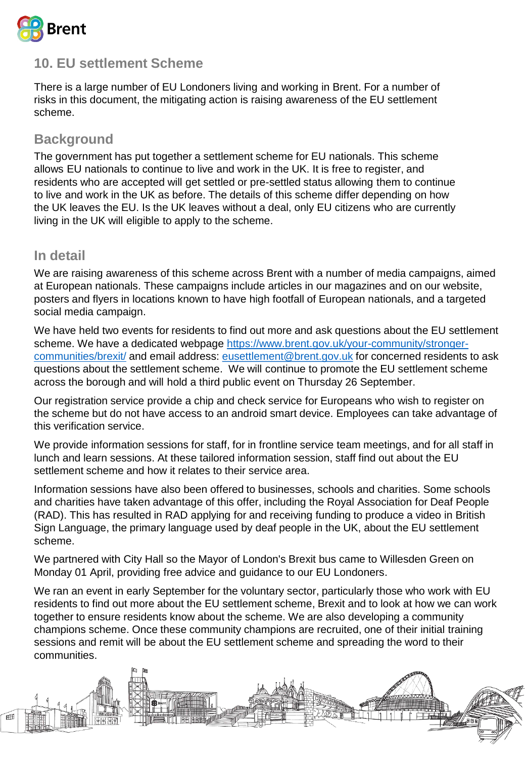## 10. EU settlement Scheme

There is a large number of EU Londoners living and working in Brent. For a number of risks in this document, the mitigating action is raising awareness of the EU settlement scheme.

### Background

The government has put together a settlement scheme for EU nationals. This scheme allows EU nationals to continue to live and work in the UK. It is free to register, and residents who are accepted will get settled or pre-settled status allowing them to continue to live and work in the UK as before. The details of this scheme differ depending on how the UK leaves the EU. Is the UK leaves without a deal, only EU citizens who are currently living in the UK will eligible to apply to the scheme.

### In detail

We are raising awareness of this scheme across Brent with a number of media campaigns, aimed at European nationals. These campaigns include articles in our magazines and on our website, posters and flyers in locations known to have high footfall of European nationals, and a targeted social media campaign.

We have held two events for residents to find out more and ask questions about the EU settlement scheme. We have a dedicated webpage [https://www.brent.gov.uk/your-community/stronger-communities/brexit/](https://www.brent.gov.uk/your-community/stronger-communities/brexit/) and email address: [eusettlement@brent.gov.uk](mailto:eusettlement@brent.gov.uk) for concerned residents to ask questions about the settlement scheme. We will continue to promote the EU settlement scheme across the borough and will hold a third public event on Thursday 26 September.

Our registration service provide a chip and check service for Europeans who wish to register on the scheme but do not have access to an android smart device. Employees can take advantage of this verification service.

We provide information sessions for staff, for in frontline service team meetings, and for all staff in lunch and learn sessions. At these tailored information session, staff find out about the EU settlement scheme and how it relates to their service area.

Information sessions have also been offered to businesses, schools and charities. Some schools and charities have taken advantage of this offer, including the Royal Association for Deaf People (RAD). This has resulted in RAD applying for and receiving funding to produce a video in British Sign Language, the primary language used by deaf people in the UK, about the EU settlement scheme.

We partnered with City Hall so the Mayor of London's Brexit bus came to Willesden Green on Monday 01 April, providing free advice and guidance to our EU Londoners.

We ran an event in early September for the voluntary sector, particularly those who work with EU residents to find out more about the EU settlement scheme, Brexit and to look at how we can work together to ensure residents know about the scheme. We are also developing a community champions scheme. Once these community champions are recruited, one of their initial training sessions and remit will be about the EU settlement scheme and spreading the word to their communities.